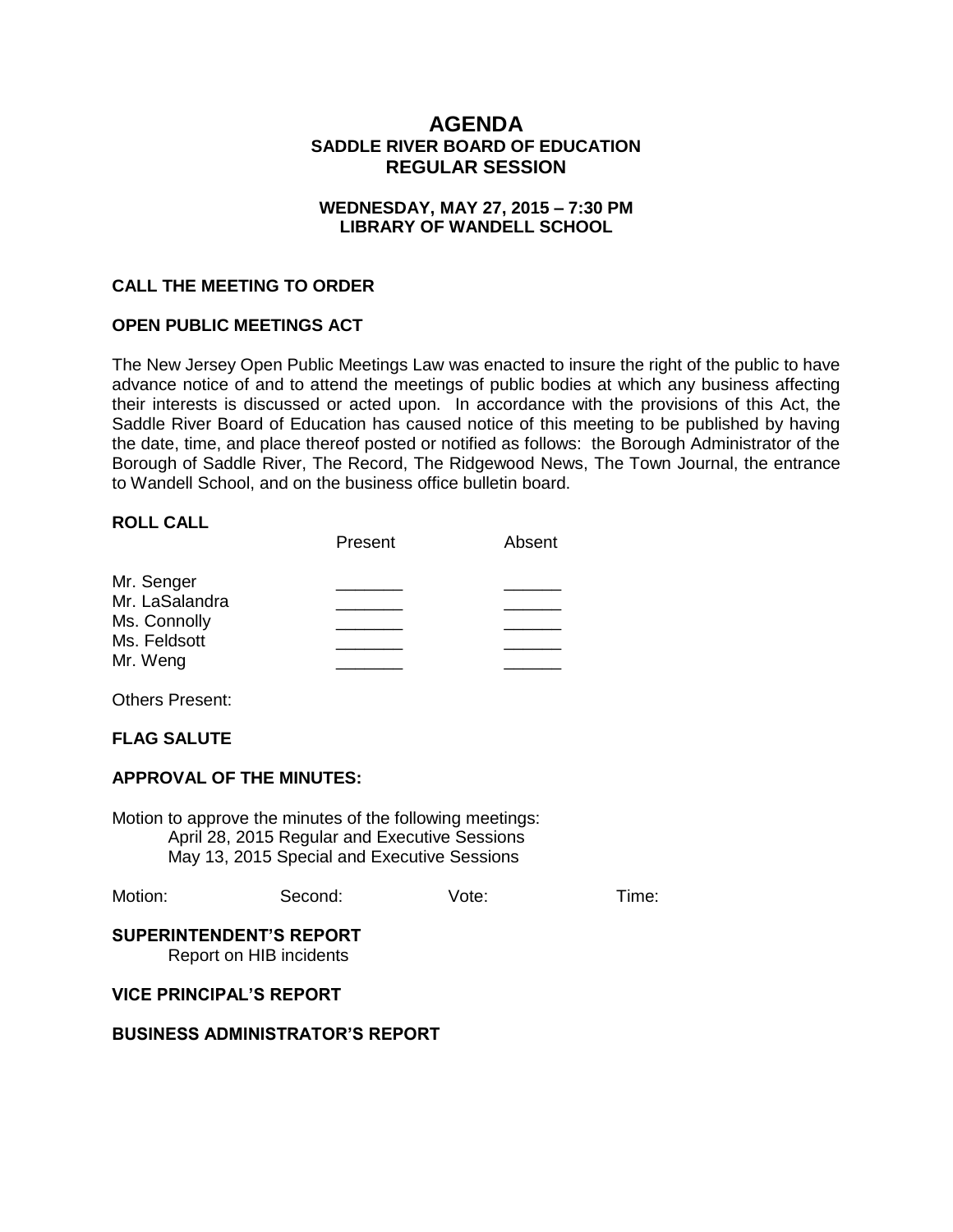# AGENDA
## SADDLE RIVER BOARD OF EDUCATION
## REGULAR SESSION

**WEDNESDAY, MAY 27, 2015 – 7:30 PM**
**LIBRARY OF WANDELL SCHOOL**

### CALL THE MEETING TO ORDER

### OPEN PUBLIC MEETINGS ACT

The New Jersey Open Public Meetings Law was enacted to insure the right of the public to have advance notice of and to attend the meetings of public bodies at which any business affecting their interests is discussed or acted upon. In accordance with the provisions of this Act, the Saddle River Board of Education has caused notice of this meeting to be published by having the date, time, and place thereof posted or notified as follows: the Borough Administrator of the Borough of Saddle River, The Record, The Ridgewood News, The Town Journal, the entrance to Wandell School, and on the business office bulletin board.

### ROLL CALL

| | Present | Absent |
|---|---|---|
| Mr. Senger | _______ | ______ |
| Mr. LaSalandra | _______ | ______ |
| Ms. Connolly | _______ | ______ |
| Ms. Feldsott | _______ | ______ |
| Mr. Weng | _______ | ______ |

Others Present:

### FLAG SALUTE

### APPROVAL OF THE MINUTES:

Motion to approve the minutes of the following meetings:
- April 28, 2015 Regular and Executive Sessions
- May 13, 2015 Special and Executive Sessions

Motion: Second: Vote: Time:

### SUPERINTENDENT'S REPORT

Report on HIB incidents

### VICE PRINCIPAL'S REPORT

### BUSINESS ADMINISTRATOR'S REPORT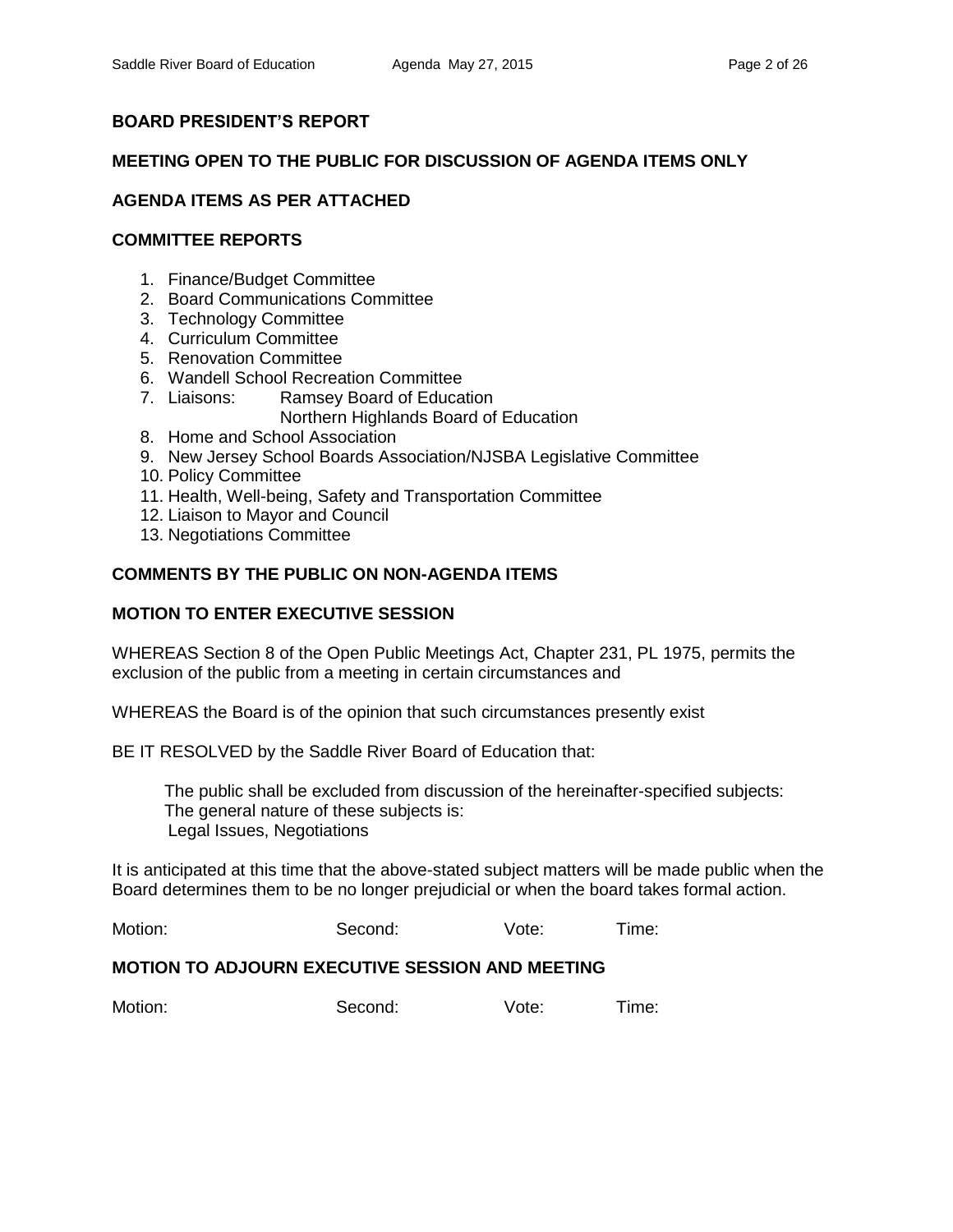## BOARD PRESIDENT'S REPORT

## MEETING OPEN TO THE PUBLIC FOR DISCUSSION OF AGENDA ITEMS ONLY

## AGENDA ITEMS AS PER ATTACHED

## COMMITTEE REPORTS

1. Finance/Budget Committee
2. Board Communications Committee
3. Technology Committee
4. Curriculum Committee
5. Renovation Committee
6. Wandell School Recreation Committee
7. Liaisons: Ramsey Board of Education
   Northern Highlands Board of Education
8. Home and School Association
9. New Jersey School Boards Association/NJSBA Legislative Committee
10. Policy Committee
11. Health, Well-being, Safety and Transportation Committee
12. Liaison to Mayor and Council
13. Negotiations Committee

## COMMENTS BY THE PUBLIC ON NON-AGENDA ITEMS

## MOTION TO ENTER EXECUTIVE SESSION

WHEREAS Section 8 of the Open Public Meetings Act, Chapter 231, PL 1975, permits the exclusion of the public from a meeting in certain circumstances and

WHEREAS the Board is of the opinion that such circumstances presently exist

BE IT RESOLVED by the Saddle River Board of Education that:

> The public shall be excluded from discussion of the hereinafter-specified subjects:
> The general nature of these subjects is:
> Legal Issues, Negotiations

It is anticipated at this time that the above-stated subject matters will be made public when the Board determines them to be no longer prejudicial or when the board takes formal action.

Motion: Second: Vote: Time:

## MOTION TO ADJOURN EXECUTIVE SESSION AND MEETING

Motion: Second: Vote: Time: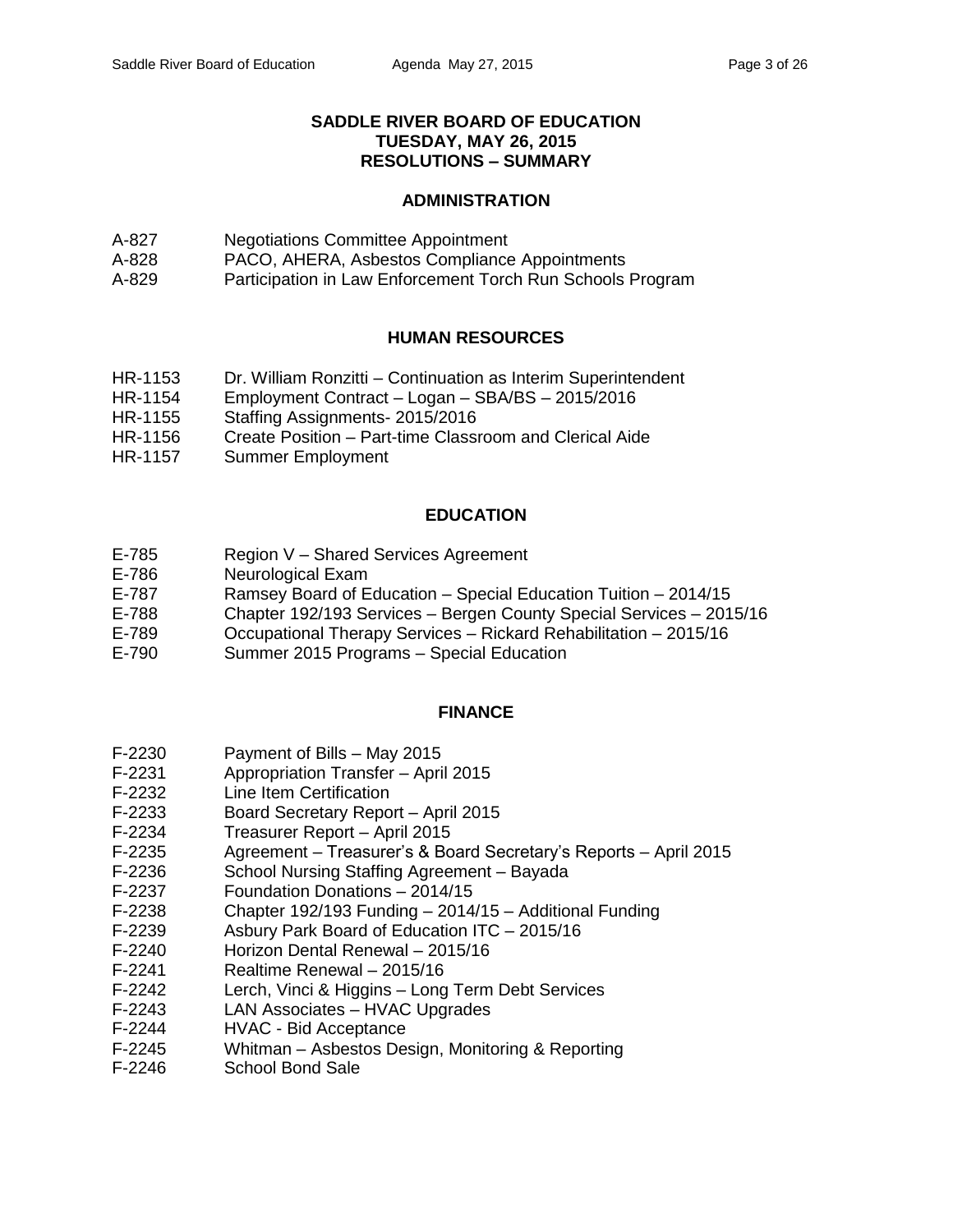# SADDLE RIVER BOARD OF EDUCATION
## TUESDAY, MAY 26, 2015
## RESOLUTIONS – SUMMARY

### ADMINISTRATION

A-827 Negotiations Committee Appointment
A-828 PACO, AHERA, Asbestos Compliance Appointments
A-829 Participation in Law Enforcement Torch Run Schools Program

### HUMAN RESOURCES

HR-1153 Dr. William Ronzitti – Continuation as Interim Superintendent
HR-1154 Employment Contract – Logan – SBA/BS – 2015/2016
HR-1155 Staffing Assignments- 2015/2016
HR-1156 Create Position – Part-time Classroom and Clerical Aide
HR-1157 Summer Employment

### EDUCATION

E-785 Region V – Shared Services Agreement
E-786 Neurological Exam
E-787 Ramsey Board of Education – Special Education Tuition – 2014/15
E-788 Chapter 192/193 Services – Bergen County Special Services – 2015/16
E-789 Occupational Therapy Services – Rickard Rehabilitation – 2015/16
E-790 Summer 2015 Programs – Special Education

### FINANCE

F-2230 Payment of Bills – May 2015
F-2231 Appropriation Transfer – April 2015
F-2232 Line Item Certification
F-2233 Board Secretary Report – April 2015
F-2234 Treasurer Report – April 2015
F-2235 Agreement – Treasurer's & Board Secretary's Reports – April 2015
F-2236 School Nursing Staffing Agreement – Bayada
F-2237 Foundation Donations – 2014/15
F-2238 Chapter 192/193 Funding – 2014/15 – Additional Funding
F-2239 Asbury Park Board of Education ITC – 2015/16
F-2240 Horizon Dental Renewal – 2015/16
F-2241 Realtime Renewal – 2015/16
F-2242 Lerch, Vinci & Higgins – Long Term Debt Services
F-2243 LAN Associates – HVAC Upgrades
F-2244 HVAC - Bid Acceptance
F-2245 Whitman – Asbestos Design, Monitoring & Reporting
F-2246 School Bond Sale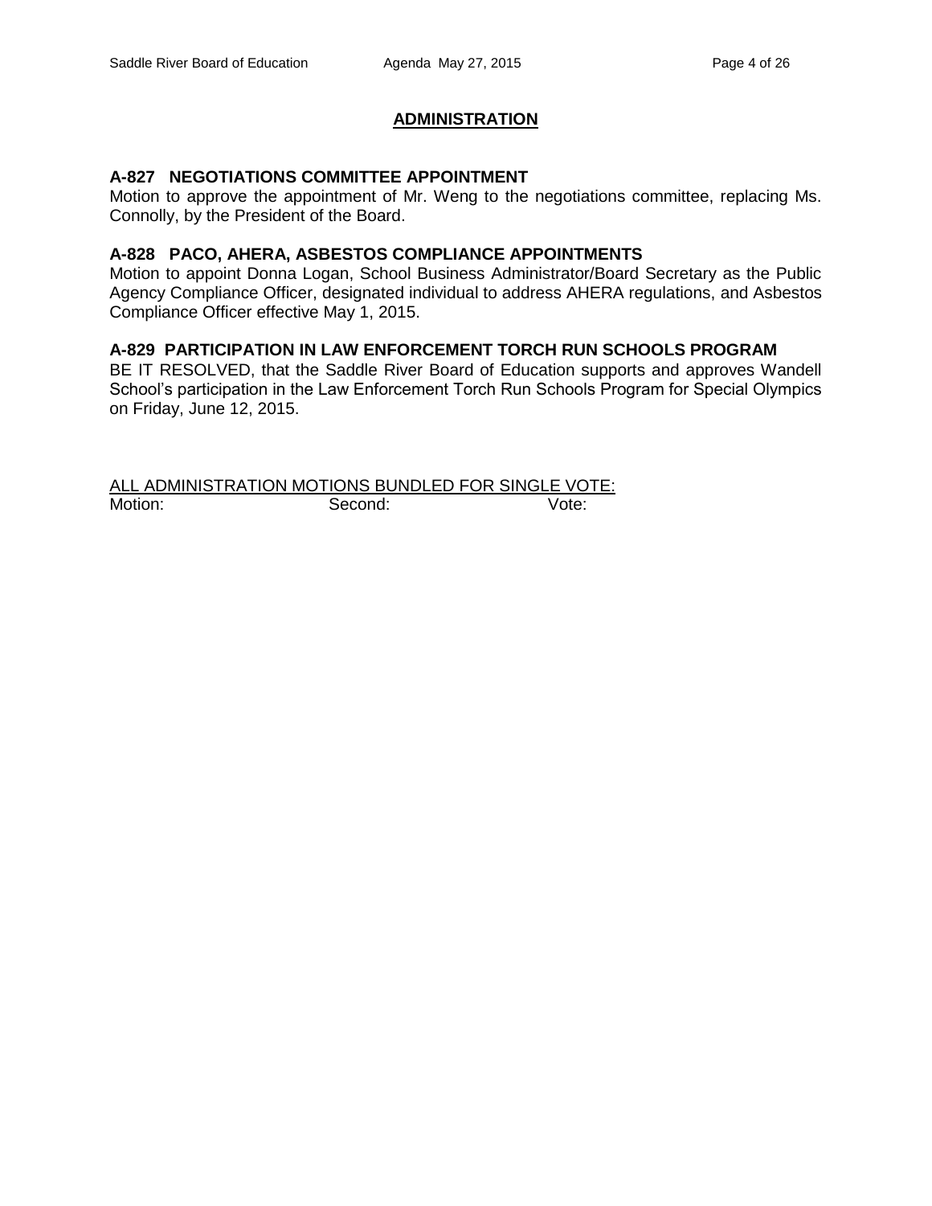## ADMINISTRATION

### A-827 NEGOTIATIONS COMMITTEE APPOINTMENT

Motion to approve the appointment of Mr. Weng to the negotiations committee, replacing Ms. Connolly, by the President of the Board.

### A-828 PACO, AHERA, ASBESTOS COMPLIANCE APPOINTMENTS

Motion to appoint Donna Logan, School Business Administrator/Board Secretary as the Public Agency Compliance Officer, designated individual to address AHERA regulations, and Asbestos Compliance Officer effective May 1, 2015.

### A-829 PARTICIPATION IN LAW ENFORCEMENT TORCH RUN SCHOOLS PROGRAM

BE IT RESOLVED, that the Saddle River Board of Education supports and approves Wandell School's participation in the Law Enforcement Torch Run Schools Program for Special Olympics on Friday, June 12, 2015.

ALL ADMINISTRATION MOTIONS BUNDLED FOR SINGLE VOTE:

Motion: Second: Vote: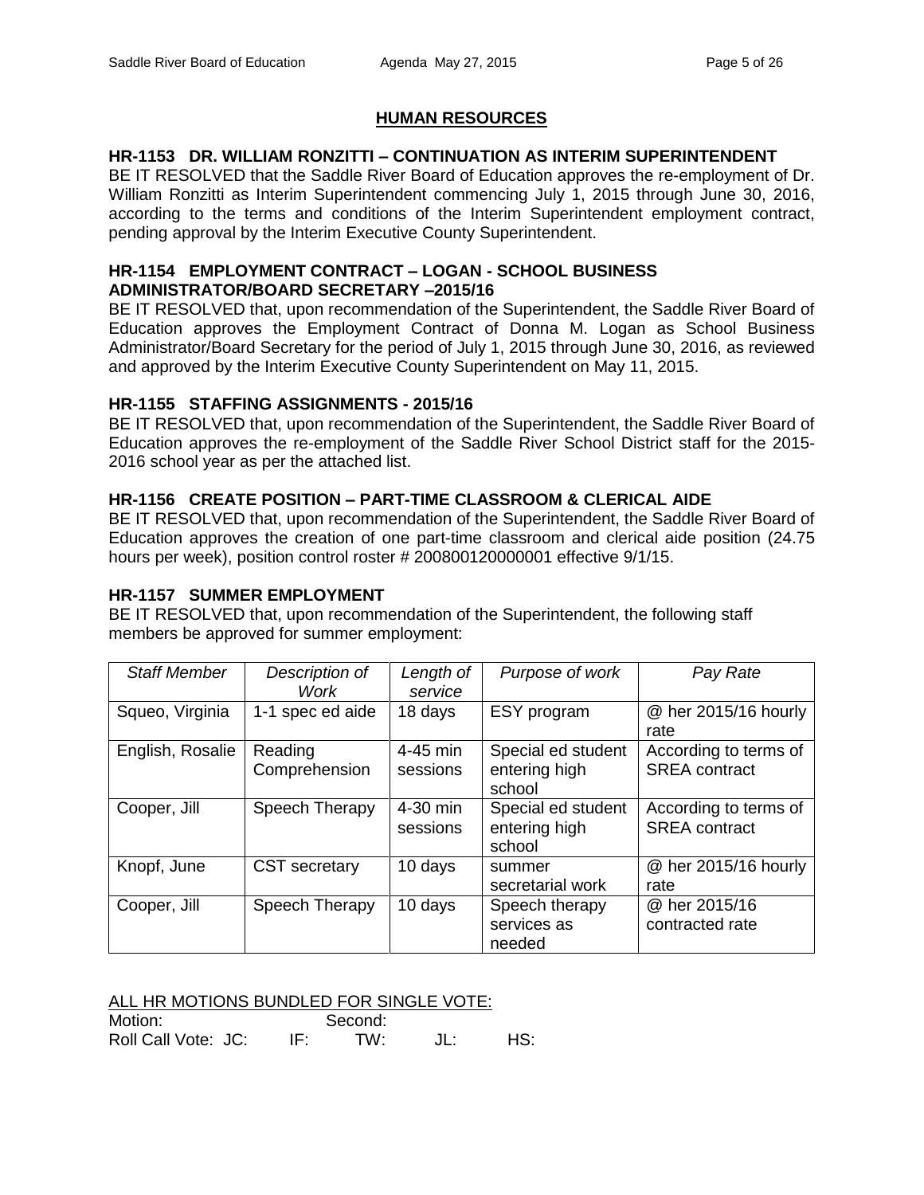## HUMAN RESOURCES

### HR-1153 DR. WILLIAM RONZITTI – CONTINUATION AS INTERIM SUPERINTENDENT

BE IT RESOLVED that the Saddle River Board of Education approves the re-employment of Dr. William Ronzitti as Interim Superintendent commencing July 1, 2015 through June 30, 2016, according to the terms and conditions of the Interim Superintendent employment contract, pending approval by the Interim Executive County Superintendent.

### HR-1154 EMPLOYMENT CONTRACT – LOGAN - SCHOOL BUSINESS ADMINISTRATOR/BOARD SECRETARY –2015/16

BE IT RESOLVED that, upon recommendation of the Superintendent, the Saddle River Board of Education approves the Employment Contract of Donna M. Logan as School Business Administrator/Board Secretary for the period of July 1, 2015 through June 30, 2016, as reviewed and approved by the Interim Executive County Superintendent on May 11, 2015.

### HR-1155 STAFFING ASSIGNMENTS - 2015/16

BE IT RESOLVED that, upon recommendation of the Superintendent, the Saddle River Board of Education approves the re-employment of the Saddle River School District staff for the 2015-2016 school year as per the attached list.

### HR-1156 CREATE POSITION – PART-TIME CLASSROOM & CLERICAL AIDE

BE IT RESOLVED that, upon recommendation of the Superintendent, the Saddle River Board of Education approves the creation of one part-time classroom and clerical aide position (24.75 hours per week), position control roster # 200800120000001 effective 9/1/15.

### HR-1157 SUMMER EMPLOYMENT

BE IT RESOLVED that, upon recommendation of the Superintendent, the following staff members be approved for summer employment:

| *Staff Member* | *Description of Work* | *Length of service* | *Purpose of work* | *Pay Rate* |
|---|---|---|---|---|
| Squeo, Virginia | 1-1 spec ed aide | 18 days | ESY program | @ her 2015/16 hourly rate |
| English, Rosalie | Reading Comprehension | 4-45 min sessions | Special ed student entering high school | According to terms of SREA contract |
| Cooper, Jill | Speech Therapy | 4-30 min sessions | Special ed student entering high school | According to terms of SREA contract |
| Knopf, June | CST secretary | 10 days | summer secretarial work | @ her 2015/16 hourly rate |
| Cooper, Jill | Speech Therapy | 10 days | Speech therapy services as needed | @ her 2015/16 contracted rate |

ALL HR MOTIONS BUNDLED FOR SINGLE VOTE:

Motion: Second:

Roll Call Vote: JC: IF: TW: JL: HS: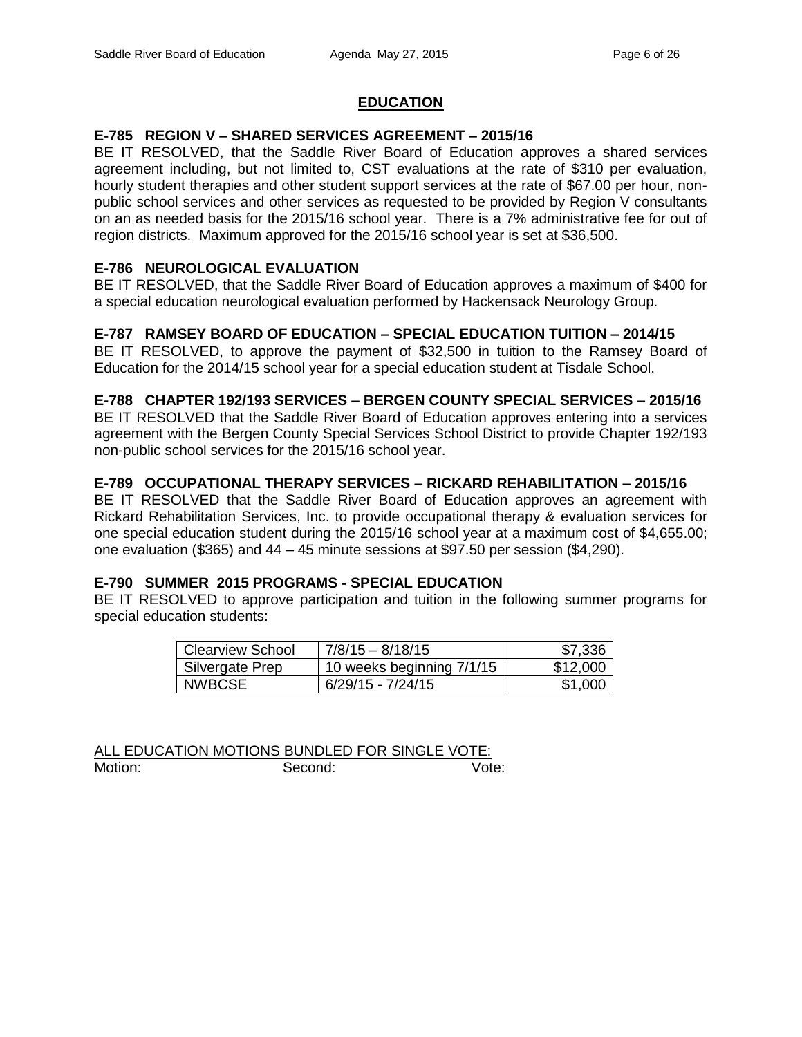## EDUCATION

### E-785 REGION V – SHARED SERVICES AGREEMENT – 2015/16

BE IT RESOLVED, that the Saddle River Board of Education approves a shared services agreement including, but not limited to, CST evaluations at the rate of $310 per evaluation, hourly student therapies and other student support services at the rate of $67.00 per hour, non-public school services and other services as requested to be provided by Region V consultants on an as needed basis for the 2015/16 school year. There is a 7% administrative fee for out of region districts. Maximum approved for the 2015/16 school year is set at $36,500.

### E-786 NEUROLOGICAL EVALUATION

BE IT RESOLVED, that the Saddle River Board of Education approves a maximum of $400 for a special education neurological evaluation performed by Hackensack Neurology Group.

### E-787 RAMSEY BOARD OF EDUCATION – SPECIAL EDUCATION TUITION – 2014/15

BE IT RESOLVED, to approve the payment of $32,500 in tuition to the Ramsey Board of Education for the 2014/15 school year for a special education student at Tisdale School.

### E-788 CHAPTER 192/193 SERVICES – BERGEN COUNTY SPECIAL SERVICES – 2015/16

BE IT RESOLVED that the Saddle River Board of Education approves entering into a services agreement with the Bergen County Special Services School District to provide Chapter 192/193 non-public school services for the 2015/16 school year.

### E-789 OCCUPATIONAL THERAPY SERVICES – RICKARD REHABILITATION – 2015/16

BE IT RESOLVED that the Saddle River Board of Education approves an agreement with Rickard Rehabilitation Services, Inc. to provide occupational therapy & evaluation services for one special education student during the 2015/16 school year at a maximum cost of $4,655.00; one evaluation ($365) and 44 – 45 minute sessions at $97.50 per session ($4,290).

### E-790 SUMMER 2015 PROGRAMS - SPECIAL EDUCATION

BE IT RESOLVED to approve participation and tuition in the following summer programs for special education students:

| | | |
|---|---|---:|
| Clearview School | 7/8/15 – 8/18/15 | $7,336 |
| Silvergate Prep | 10 weeks beginning 7/1/15 | $12,000 |
| NWBCSE | 6/29/15 - 7/24/15 | $1,000 |

ALL EDUCATION MOTIONS BUNDLED FOR SINGLE VOTE:

Motion: Second: Vote: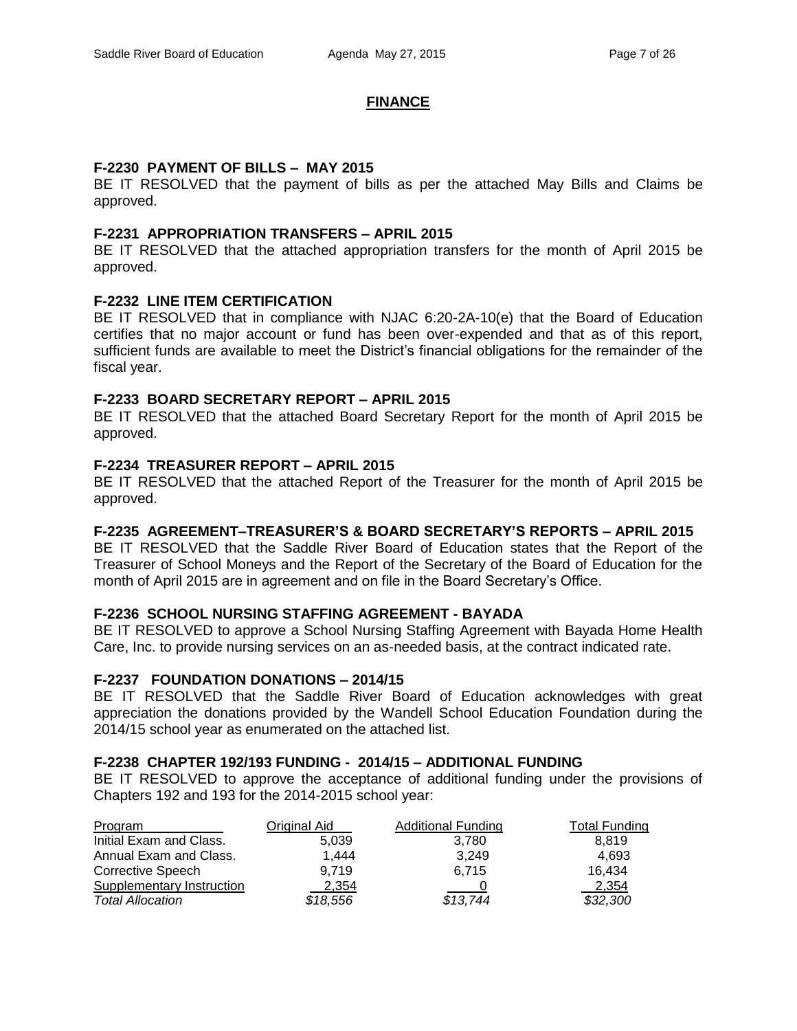## FINANCE

**F-2230 PAYMENT OF BILLS – MAY 2015**
BE IT RESOLVED that the payment of bills as per the attached May Bills and Claims be approved.

**F-2231 APPROPRIATION TRANSFERS – APRIL 2015**
BE IT RESOLVED that the attached appropriation transfers for the month of April 2015 be approved.

**F-2232 LINE ITEM CERTIFICATION**
BE IT RESOLVED that in compliance with NJAC 6:20-2A-10(e) that the Board of Education certifies that no major account or fund has been over-expended and that as of this report, sufficient funds are available to meet the District's financial obligations for the remainder of the fiscal year.

**F-2233 BOARD SECRETARY REPORT – APRIL 2015**
BE IT RESOLVED that the attached Board Secretary Report for the month of April 2015 be approved.

**F-2234 TREASURER REPORT – APRIL 2015**
BE IT RESOLVED that the attached Report of the Treasurer for the month of April 2015 be approved.

**F-2235 AGREEMENT–TREASURER'S & BOARD SECRETARY'S REPORTS – APRIL 2015**
BE IT RESOLVED that the Saddle River Board of Education states that the Report of the Treasurer of School Moneys and the Report of the Secretary of the Board of Education for the month of April 2015 are in agreement and on file in the Board Secretary's Office.

**F-2236 SCHOOL NURSING STAFFING AGREEMENT - BAYADA**
BE IT RESOLVED to approve a School Nursing Staffing Agreement with Bayada Home Health Care, Inc. to provide nursing services on an as-needed basis, at the contract indicated rate.

**F-2237 FOUNDATION DONATIONS – 2014/15**
BE IT RESOLVED that the Saddle River Board of Education acknowledges with great appreciation the donations provided by the Wandell School Education Foundation during the 2014/15 school year as enumerated on the attached list.

**F-2238 CHAPTER 192/193 FUNDING - 2014/15 – ADDITIONAL FUNDING**
BE IT RESOLVED to approve the acceptance of additional funding under the provisions of Chapters 192 and 193 for the 2014-2015 school year:

| Program | Original Aid | Additional Funding | Total Funding |
|---|---|---|---|
| Initial Exam and Class. | 5,039 | 3,780 | 8,819 |
| Annual Exam and Class. | 1,444 | 3,249 | 4,693 |
| Corrective Speech | 9,719 | 6,715 | 16,434 |
| Supplementary Instruction | 2,354 | 0 | 2,354 |
| *Total Allocation* | *$18,556* | *$13,744* | *$32,300* |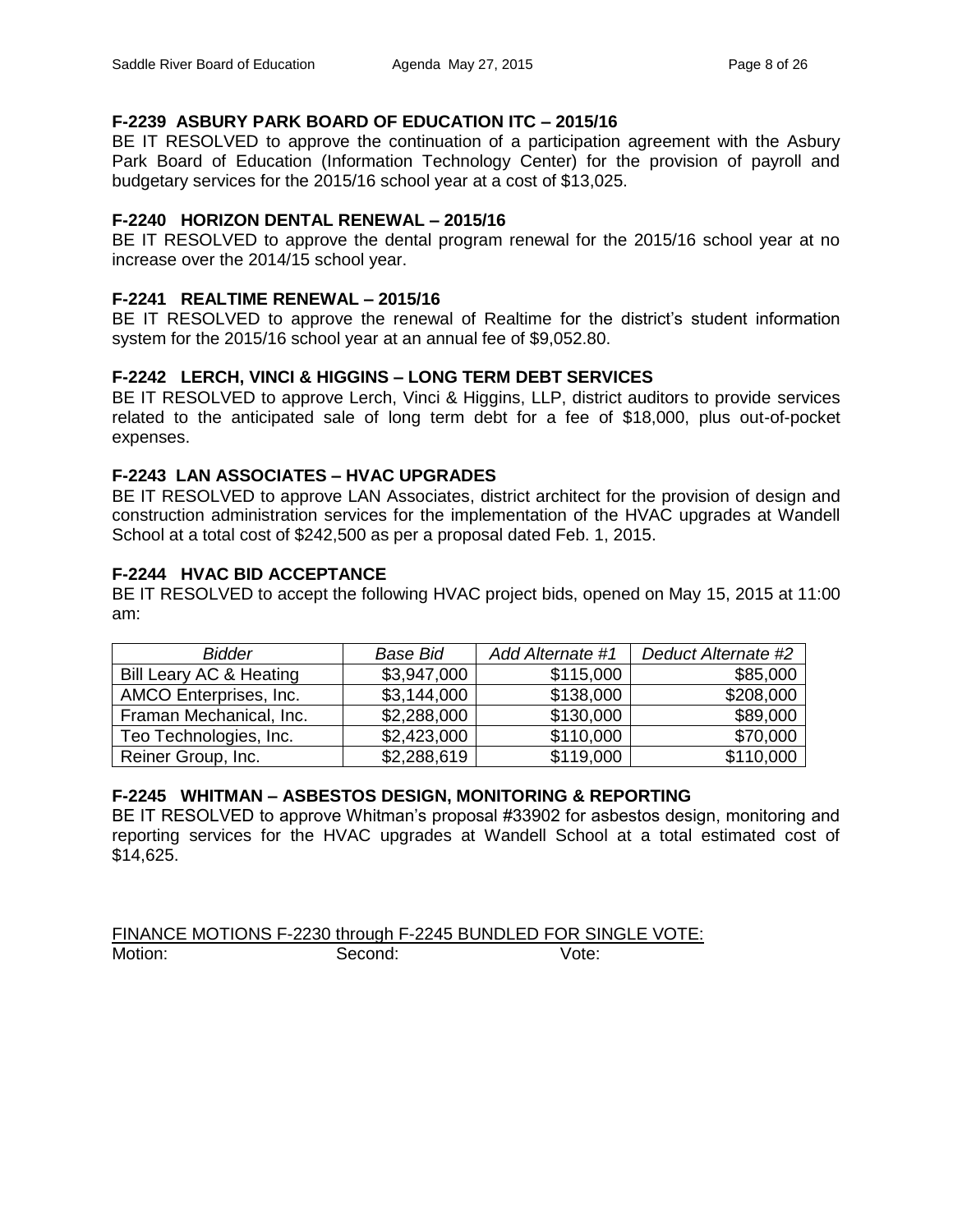**F-2239 ASBURY PARK BOARD OF EDUCATION ITC – 2015/16**

BE IT RESOLVED to approve the continuation of a participation agreement with the Asbury Park Board of Education (Information Technology Center) for the provision of payroll and budgetary services for the 2015/16 school year at a cost of $13,025.

**F-2240 HORIZON DENTAL RENEWAL – 2015/16**

BE IT RESOLVED to approve the dental program renewal for the 2015/16 school year at no increase over the 2014/15 school year.

**F-2241 REALTIME RENEWAL – 2015/16**

BE IT RESOLVED to approve the renewal of Realtime for the district's student information system for the 2015/16 school year at an annual fee of $9,052.80.

**F-2242 LERCH, VINCI & HIGGINS – LONG TERM DEBT SERVICES**

BE IT RESOLVED to approve Lerch, Vinci & Higgins, LLP, district auditors to provide services related to the anticipated sale of long term debt for a fee of $18,000, plus out-of-pocket expenses.

**F-2243 LAN ASSOCIATES – HVAC UPGRADES**

BE IT RESOLVED to approve LAN Associates, district architect for the provision of design and construction administration services for the implementation of the HVAC upgrades at Wandell School at a total cost of $242,500 as per a proposal dated Feb. 1, 2015.

**F-2244 HVAC BID ACCEPTANCE**

BE IT RESOLVED to accept the following HVAC project bids, opened on May 15, 2015 at 11:00 am:

| *Bidder* | *Base Bid* | *Add Alternate #1* | *Deduct Alternate #2* |
|---|---|---|---|
| Bill Leary AC & Heating | $3,947,000 | $115,000 | $85,000 |
| AMCO Enterprises, Inc. | $3,144,000 | $138,000 | $208,000 |
| Framan Mechanical, Inc. | $2,288,000 | $130,000 | $89,000 |
| Teo Technologies, Inc. | $2,423,000 | $110,000 | $70,000 |
| Reiner Group, Inc. | $2,288,619 | $119,000 | $110,000 |

**F-2245 WHITMAN – ASBESTOS DESIGN, MONITORING & REPORTING**

BE IT RESOLVED to approve Whitman's proposal #33902 for asbestos design, monitoring and reporting services for the HVAC upgrades at Wandell School at a total estimated cost of $14,625.

FINANCE MOTIONS F-2230 through F-2245 BUNDLED FOR SINGLE VOTE:

Motion: Second: Vote: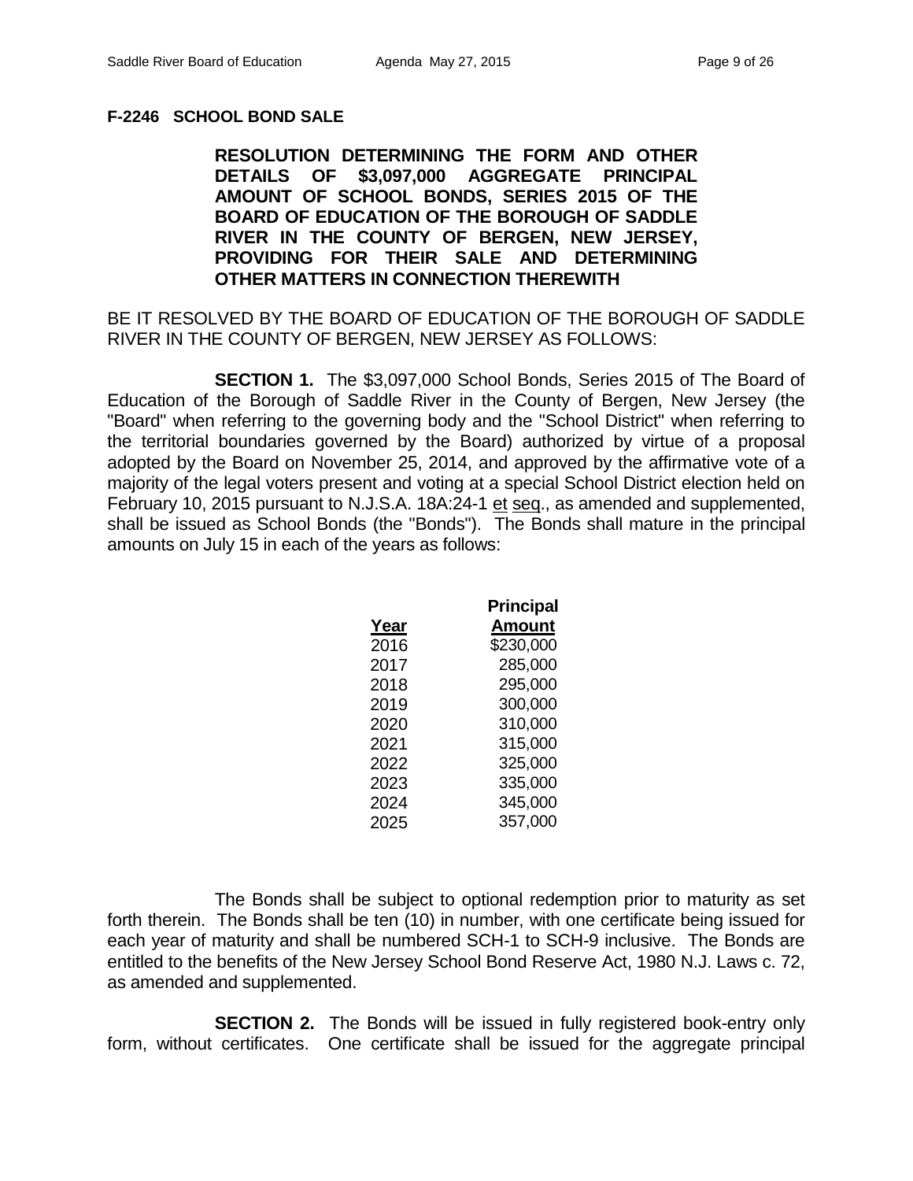**F-2246 SCHOOL BOND SALE**

**RESOLUTION DETERMINING THE FORM AND OTHER DETAILS OF $3,097,000 AGGREGATE PRINCIPAL AMOUNT OF SCHOOL BONDS, SERIES 2015 OF THE BOARD OF EDUCATION OF THE BOROUGH OF SADDLE RIVER IN THE COUNTY OF BERGEN, NEW JERSEY, PROVIDING FOR THEIR SALE AND DETERMINING OTHER MATTERS IN CONNECTION THEREWITH**

BE IT RESOLVED BY THE BOARD OF EDUCATION OF THE BOROUGH OF SADDLE RIVER IN THE COUNTY OF BERGEN, NEW JERSEY AS FOLLOWS:

**SECTION 1.** The $3,097,000 School Bonds, Series 2015 of The Board of Education of the Borough of Saddle River in the County of Bergen, New Jersey (the "Board" when referring to the governing body and the "School District" when referring to the territorial boundaries governed by the Board) authorized by virtue of a proposal adopted by the Board on November 25, 2014, and approved by the affirmative vote of a majority of the legal voters present and voting at a special School District election held on February 10, 2015 pursuant to N.J.S.A. 18A:24-1 et seq., as amended and supplemented, shall be issued as School Bonds (the "Bonds"). The Bonds shall mature in the principal amounts on July 15 in each of the years as follows:

| Year | Principal Amount |
|---|---|
| 2016 | $230,000 |
| 2017 | 285,000 |
| 2018 | 295,000 |
| 2019 | 300,000 |
| 2020 | 310,000 |
| 2021 | 315,000 |
| 2022 | 325,000 |
| 2023 | 335,000 |
| 2024 | 345,000 |
| 2025 | 357,000 |

The Bonds shall be subject to optional redemption prior to maturity as set forth therein. The Bonds shall be ten (10) in number, with one certificate being issued for each year of maturity and shall be numbered SCH-1 to SCH-9 inclusive. The Bonds are entitled to the benefits of the New Jersey School Bond Reserve Act, 1980 N.J. Laws c. 72, as amended and supplemented.

**SECTION 2.** The Bonds will be issued in fully registered book-entry only form, without certificates. One certificate shall be issued for the aggregate principal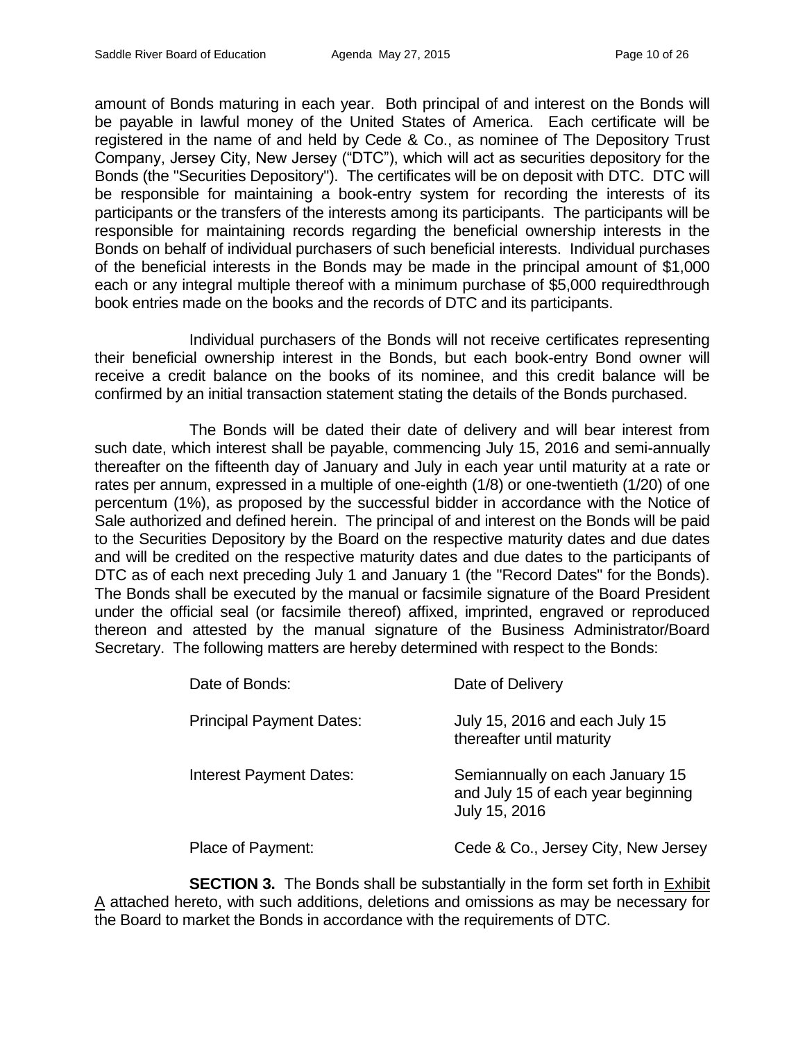amount of Bonds maturing in each year. Both principal of and interest on the Bonds will be payable in lawful money of the United States of America. Each certificate will be registered in the name of and held by Cede & Co., as nominee of The Depository Trust Company, Jersey City, New Jersey ("DTC"), which will act as securities depository for the Bonds (the "Securities Depository"). The certificates will be on deposit with DTC. DTC will be responsible for maintaining a book-entry system for recording the interests of its participants or the transfers of the interests among its participants. The participants will be responsible for maintaining records regarding the beneficial ownership interests in the Bonds on behalf of individual purchasers of such beneficial interests. Individual purchases of the beneficial interests in the Bonds may be made in the principal amount of $1,000 each or any integral multiple thereof with a minimum purchase of $5,000 requiredthrough book entries made on the books and the records of DTC and its participants.

Individual purchasers of the Bonds will not receive certificates representing their beneficial ownership interest in the Bonds, but each book-entry Bond owner will receive a credit balance on the books of its nominee, and this credit balance will be confirmed by an initial transaction statement stating the details of the Bonds purchased.

The Bonds will be dated their date of delivery and will bear interest from such date, which interest shall be payable, commencing July 15, 2016 and semi-annually thereafter on the fifteenth day of January and July in each year until maturity at a rate or rates per annum, expressed in a multiple of one-eighth (1/8) or one-twentieth (1/20) of one percentum (1%), as proposed by the successful bidder in accordance with the Notice of Sale authorized and defined herein. The principal of and interest on the Bonds will be paid to the Securities Depository by the Board on the respective maturity dates and due dates and will be credited on the respective maturity dates and due dates to the participants of DTC as of each next preceding July 1 and January 1 (the "Record Dates" for the Bonds). The Bonds shall be executed by the manual or facsimile signature of the Board President under the official seal (or facsimile thereof) affixed, imprinted, engraved or reproduced thereon and attested by the manual signature of the Business Administrator/Board Secretary. The following matters are hereby determined with respect to the Bonds:

| | |
|---|---|
| Date of Bonds: | Date of Delivery |
| Principal Payment Dates: | July 15, 2016 and each July 15 thereafter until maturity |
| Interest Payment Dates: | Semiannually on each January 15 and July 15 of each year beginning July 15, 2016 |
| Place of Payment: | Cede & Co., Jersey City, New Jersey |

**SECTION 3.** The Bonds shall be substantially in the form set forth in Exhibit A attached hereto, with such additions, deletions and omissions as may be necessary for the Board to market the Bonds in accordance with the requirements of DTC.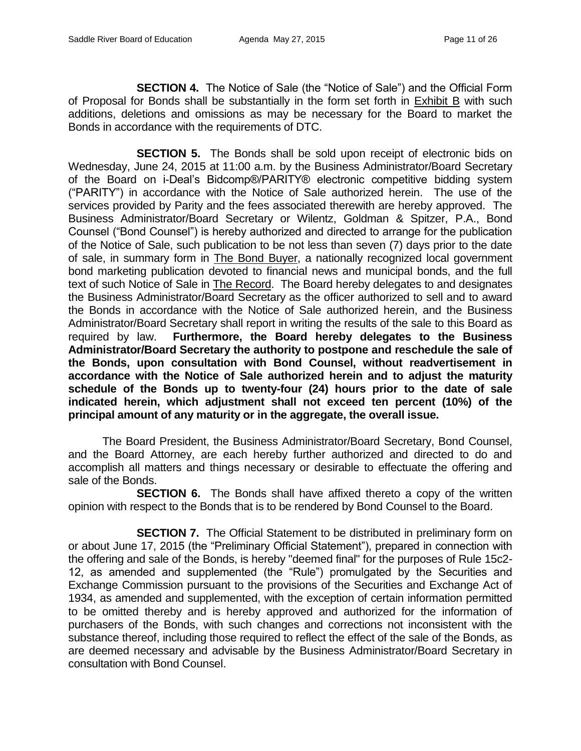**SECTION 4.** The Notice of Sale (the "Notice of Sale") and the Official Form of Proposal for Bonds shall be substantially in the form set forth in Exhibit B with such additions, deletions and omissions as may be necessary for the Board to market the Bonds in accordance with the requirements of DTC.

**SECTION 5.** The Bonds shall be sold upon receipt of electronic bids on Wednesday, June 24, 2015 at 11:00 a.m. by the Business Administrator/Board Secretary of the Board on i-Deal's Bidcomp®/PARITY® electronic competitive bidding system ("PARITY") in accordance with the Notice of Sale authorized herein. The use of the services provided by Parity and the fees associated therewith are hereby approved. The Business Administrator/Board Secretary or Wilentz, Goldman & Spitzer, P.A., Bond Counsel ("Bond Counsel") is hereby authorized and directed to arrange for the publication of the Notice of Sale, such publication to be not less than seven (7) days prior to the date of sale, in summary form in The Bond Buyer, a nationally recognized local government bond marketing publication devoted to financial news and municipal bonds, and the full text of such Notice of Sale in The Record. The Board hereby delegates to and designates the Business Administrator/Board Secretary as the officer authorized to sell and to award the Bonds in accordance with the Notice of Sale authorized herein, and the Business Administrator/Board Secretary shall report in writing the results of the sale to this Board as required by law. **Furthermore, the Board hereby delegates to the Business Administrator/Board Secretary the authority to postpone and reschedule the sale of the Bonds, upon consultation with Bond Counsel, without readvertisement in accordance with the Notice of Sale authorized herein and to adjust the maturity schedule of the Bonds up to twenty-four (24) hours prior to the date of sale indicated herein, which adjustment shall not exceed ten percent (10%) of the principal amount of any maturity or in the aggregate, the overall issue.**

The Board President, the Business Administrator/Board Secretary, Bond Counsel, and the Board Attorney, are each hereby further authorized and directed to do and accomplish all matters and things necessary or desirable to effectuate the offering and sale of the Bonds.

**SECTION 6.** The Bonds shall have affixed thereto a copy of the written opinion with respect to the Bonds that is to be rendered by Bond Counsel to the Board.

**SECTION 7.** The Official Statement to be distributed in preliminary form on or about June 17, 2015 (the "Preliminary Official Statement"), prepared in connection with the offering and sale of the Bonds, is hereby "deemed final" for the purposes of Rule 15c2-12, as amended and supplemented (the "Rule") promulgated by the Securities and Exchange Commission pursuant to the provisions of the Securities and Exchange Act of 1934, as amended and supplemented, with the exception of certain information permitted to be omitted thereby and is hereby approved and authorized for the information of purchasers of the Bonds, with such changes and corrections not inconsistent with the substance thereof, including those required to reflect the effect of the sale of the Bonds, as are deemed necessary and advisable by the Business Administrator/Board Secretary in consultation with Bond Counsel.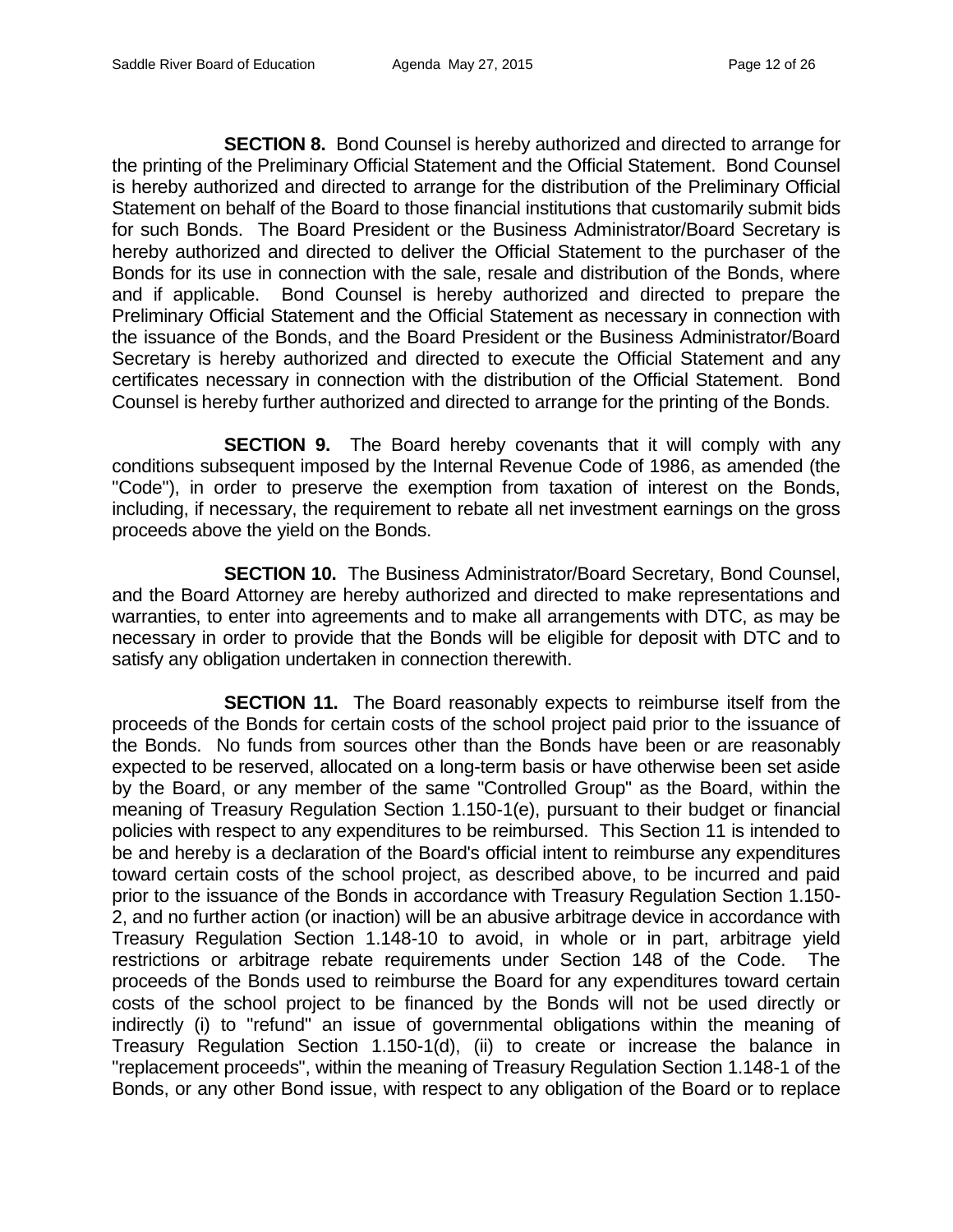**SECTION 8.** Bond Counsel is hereby authorized and directed to arrange for the printing of the Preliminary Official Statement and the Official Statement. Bond Counsel is hereby authorized and directed to arrange for the distribution of the Preliminary Official Statement on behalf of the Board to those financial institutions that customarily submit bids for such Bonds. The Board President or the Business Administrator/Board Secretary is hereby authorized and directed to deliver the Official Statement to the purchaser of the Bonds for its use in connection with the sale, resale and distribution of the Bonds, where and if applicable. Bond Counsel is hereby authorized and directed to prepare the Preliminary Official Statement and the Official Statement as necessary in connection with the issuance of the Bonds, and the Board President or the Business Administrator/Board Secretary is hereby authorized and directed to execute the Official Statement and any certificates necessary in connection with the distribution of the Official Statement. Bond Counsel is hereby further authorized and directed to arrange for the printing of the Bonds.

**SECTION 9.** The Board hereby covenants that it will comply with any conditions subsequent imposed by the Internal Revenue Code of 1986, as amended (the "Code"), in order to preserve the exemption from taxation of interest on the Bonds, including, if necessary, the requirement to rebate all net investment earnings on the gross proceeds above the yield on the Bonds.

**SECTION 10.** The Business Administrator/Board Secretary, Bond Counsel, and the Board Attorney are hereby authorized and directed to make representations and warranties, to enter into agreements and to make all arrangements with DTC, as may be necessary in order to provide that the Bonds will be eligible for deposit with DTC and to satisfy any obligation undertaken in connection therewith.

**SECTION 11.** The Board reasonably expects to reimburse itself from the proceeds of the Bonds for certain costs of the school project paid prior to the issuance of the Bonds. No funds from sources other than the Bonds have been or are reasonably expected to be reserved, allocated on a long-term basis or have otherwise been set aside by the Board, or any member of the same "Controlled Group" as the Board, within the meaning of Treasury Regulation Section 1.150-1(e), pursuant to their budget or financial policies with respect to any expenditures to be reimbursed. This Section 11 is intended to be and hereby is a declaration of the Board's official intent to reimburse any expenditures toward certain costs of the school project, as described above, to be incurred and paid prior to the issuance of the Bonds in accordance with Treasury Regulation Section 1.150-2, and no further action (or inaction) will be an abusive arbitrage device in accordance with Treasury Regulation Section 1.148-10 to avoid, in whole or in part, arbitrage yield restrictions or arbitrage rebate requirements under Section 148 of the Code. The proceeds of the Bonds used to reimburse the Board for any expenditures toward certain costs of the school project to be financed by the Bonds will not be used directly or indirectly (i) to "refund" an issue of governmental obligations within the meaning of Treasury Regulation Section 1.150-1(d), (ii) to create or increase the balance in "replacement proceeds", within the meaning of Treasury Regulation Section 1.148-1 of the Bonds, or any other Bond issue, with respect to any obligation of the Board or to replace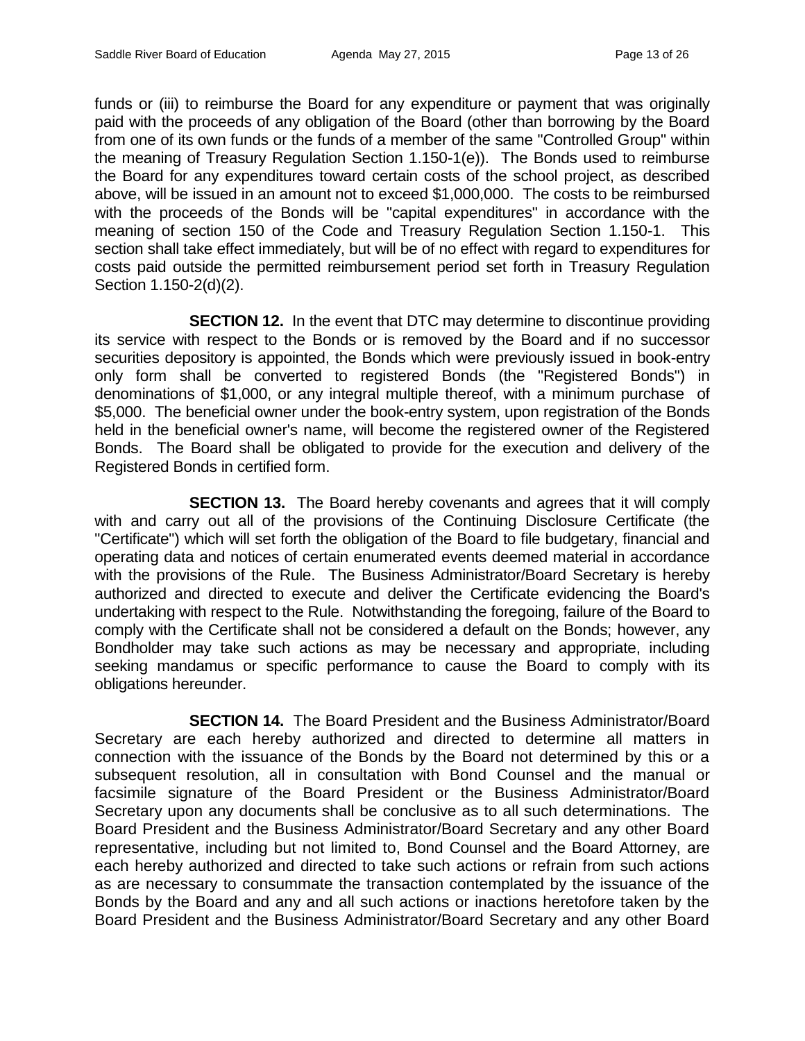funds or (iii) to reimburse the Board for any expenditure or payment that was originally paid with the proceeds of any obligation of the Board (other than borrowing by the Board from one of its own funds or the funds of a member of the same "Controlled Group" within the meaning of Treasury Regulation Section 1.150-1(e)). The Bonds used to reimburse the Board for any expenditures toward certain costs of the school project, as described above, will be issued in an amount not to exceed $1,000,000. The costs to be reimbursed with the proceeds of the Bonds will be "capital expenditures" in accordance with the meaning of section 150 of the Code and Treasury Regulation Section 1.150-1. This section shall take effect immediately, but will be of no effect with regard to expenditures for costs paid outside the permitted reimbursement period set forth in Treasury Regulation Section 1.150-2(d)(2).

**SECTION 12.** In the event that DTC may determine to discontinue providing its service with respect to the Bonds or is removed by the Board and if no successor securities depository is appointed, the Bonds which were previously issued in book-entry only form shall be converted to registered Bonds (the "Registered Bonds") in denominations of $1,000, or any integral multiple thereof, with a minimum purchase of $5,000. The beneficial owner under the book-entry system, upon registration of the Bonds held in the beneficial owner's name, will become the registered owner of the Registered Bonds. The Board shall be obligated to provide for the execution and delivery of the Registered Bonds in certified form.

**SECTION 13.** The Board hereby covenants and agrees that it will comply with and carry out all of the provisions of the Continuing Disclosure Certificate (the "Certificate") which will set forth the obligation of the Board to file budgetary, financial and operating data and notices of certain enumerated events deemed material in accordance with the provisions of the Rule. The Business Administrator/Board Secretary is hereby authorized and directed to execute and deliver the Certificate evidencing the Board's undertaking with respect to the Rule. Notwithstanding the foregoing, failure of the Board to comply with the Certificate shall not be considered a default on the Bonds; however, any Bondholder may take such actions as may be necessary and appropriate, including seeking mandamus or specific performance to cause the Board to comply with its obligations hereunder.

**SECTION 14.** The Board President and the Business Administrator/Board Secretary are each hereby authorized and directed to determine all matters in connection with the issuance of the Bonds by the Board not determined by this or a subsequent resolution, all in consultation with Bond Counsel and the manual or facsimile signature of the Board President or the Business Administrator/Board Secretary upon any documents shall be conclusive as to all such determinations. The Board President and the Business Administrator/Board Secretary and any other Board representative, including but not limited to, Bond Counsel and the Board Attorney, are each hereby authorized and directed to take such actions or refrain from such actions as are necessary to consummate the transaction contemplated by the issuance of the Bonds by the Board and any and all such actions or inactions heretofore taken by the Board President and the Business Administrator/Board Secretary and any other Board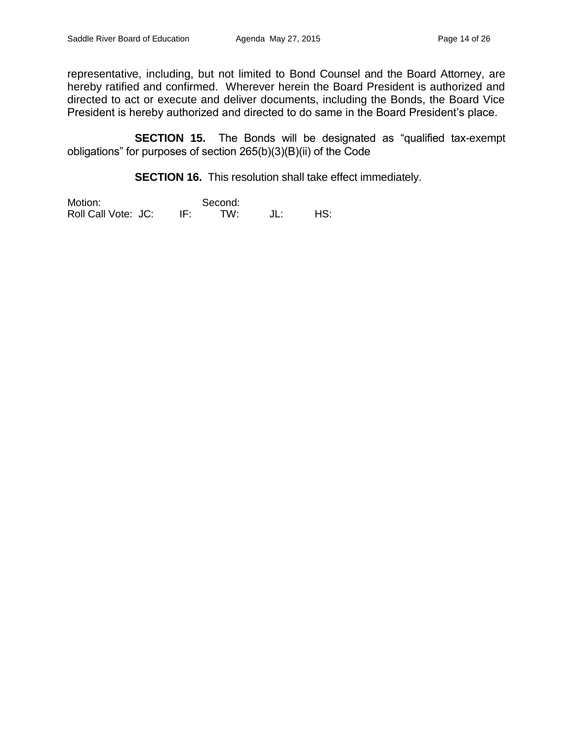representative, including, but not limited to Bond Counsel and the Board Attorney, are hereby ratified and confirmed. Wherever herein the Board President is authorized and directed to act or execute and deliver documents, including the Bonds, the Board Vice President is hereby authorized and directed to do same in the Board President's place.

**SECTION 15.** The Bonds will be designated as "qualified tax-exempt obligations" for purposes of section 265(b)(3)(B)(ii) of the Code

**SECTION 16.** This resolution shall take effect immediately.

Motion: Second:
Roll Call Vote: JC: IF: TW: JL: HS: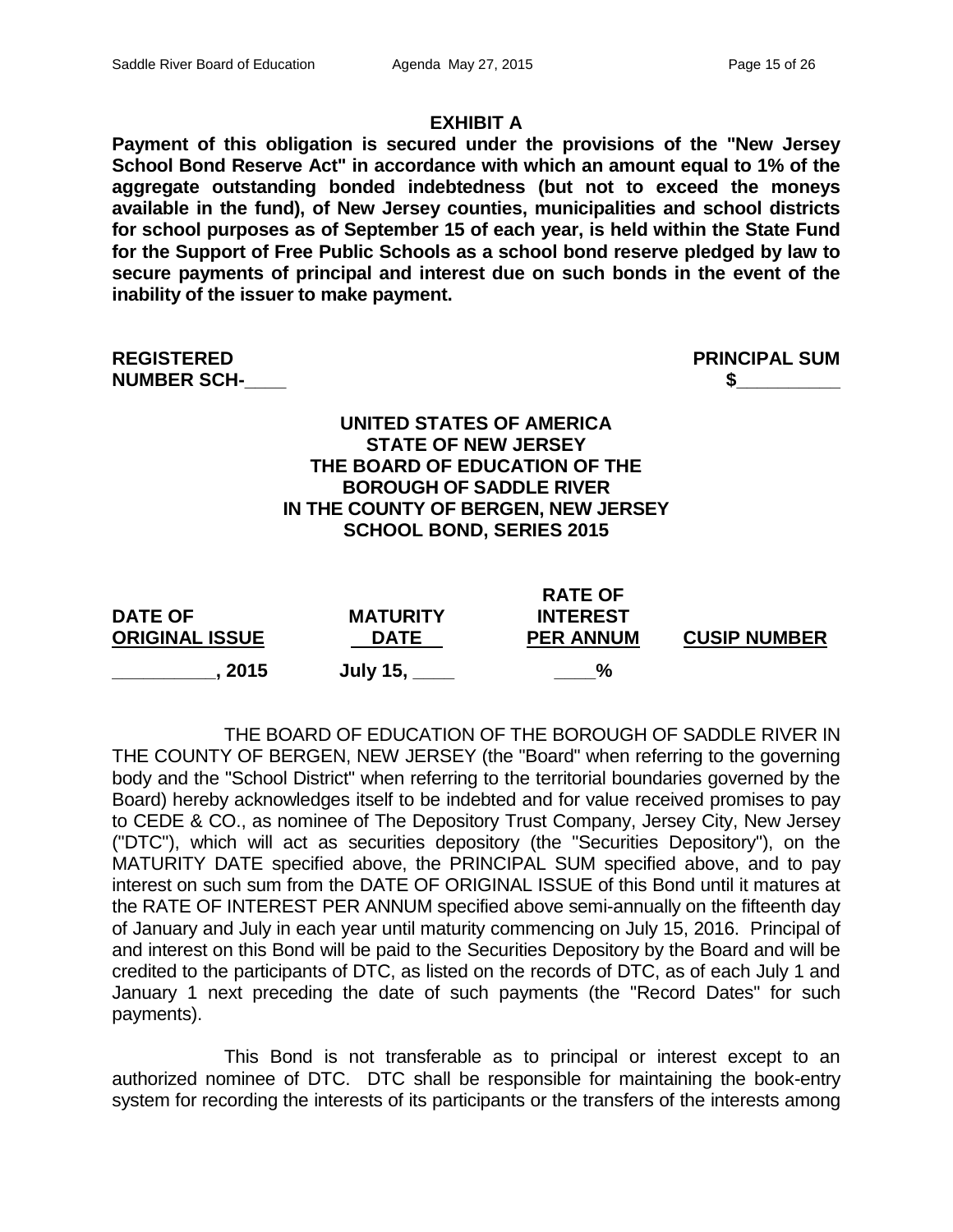## EXHIBIT A

**Payment of this obligation is secured under the provisions of the "New Jersey School Bond Reserve Act" in accordance with which an amount equal to 1% of the aggregate outstanding bonded indebtedness (but not to exceed the moneys available in the fund), of New Jersey counties, municipalities and school districts for school purposes as of September 15 of each year, is held within the State Fund for the Support of Free Public Schools as a school bond reserve pledged by law to secure payments of principal and interest due on such bonds in the event of the inability of the issuer to make payment.**

**REGISTERED NUMBER SCH-____** **PRINCIPAL SUM $__________**

**UNITED STATES OF AMERICA**
**STATE OF NEW JERSEY**
**THE BOARD OF EDUCATION OF THE BOROUGH OF SADDLE RIVER**
**IN THE COUNTY OF BERGEN, NEW JERSEY**
**SCHOOL BOND, SERIES 2015**

| DATE OF ORIGINAL ISSUE | MATURITY DATE | RATE OF INTEREST PER ANNUM | CUSIP NUMBER |
|---|---|---|---|
| __________, 2015 | July 15, ____ | ____% | |

THE BOARD OF EDUCATION OF THE BOROUGH OF SADDLE RIVER IN THE COUNTY OF BERGEN, NEW JERSEY (the "Board" when referring to the governing body and the "School District" when referring to the territorial boundaries governed by the Board) hereby acknowledges itself to be indebted and for value received promises to pay to CEDE & CO., as nominee of The Depository Trust Company, Jersey City, New Jersey ("DTC"), which will act as securities depository (the "Securities Depository"), on the MATURITY DATE specified above, the PRINCIPAL SUM specified above, and to pay interest on such sum from the DATE OF ORIGINAL ISSUE of this Bond until it matures at the RATE OF INTEREST PER ANNUM specified above semi-annually on the fifteenth day of January and July in each year until maturity commencing on July 15, 2016. Principal of and interest on this Bond will be paid to the Securities Depository by the Board and will be credited to the participants of DTC, as listed on the records of DTC, as of each July 1 and January 1 next preceding the date of such payments (the "Record Dates" for such payments).

This Bond is not transferable as to principal or interest except to an authorized nominee of DTC. DTC shall be responsible for maintaining the book-entry system for recording the interests of its participants or the transfers of the interests among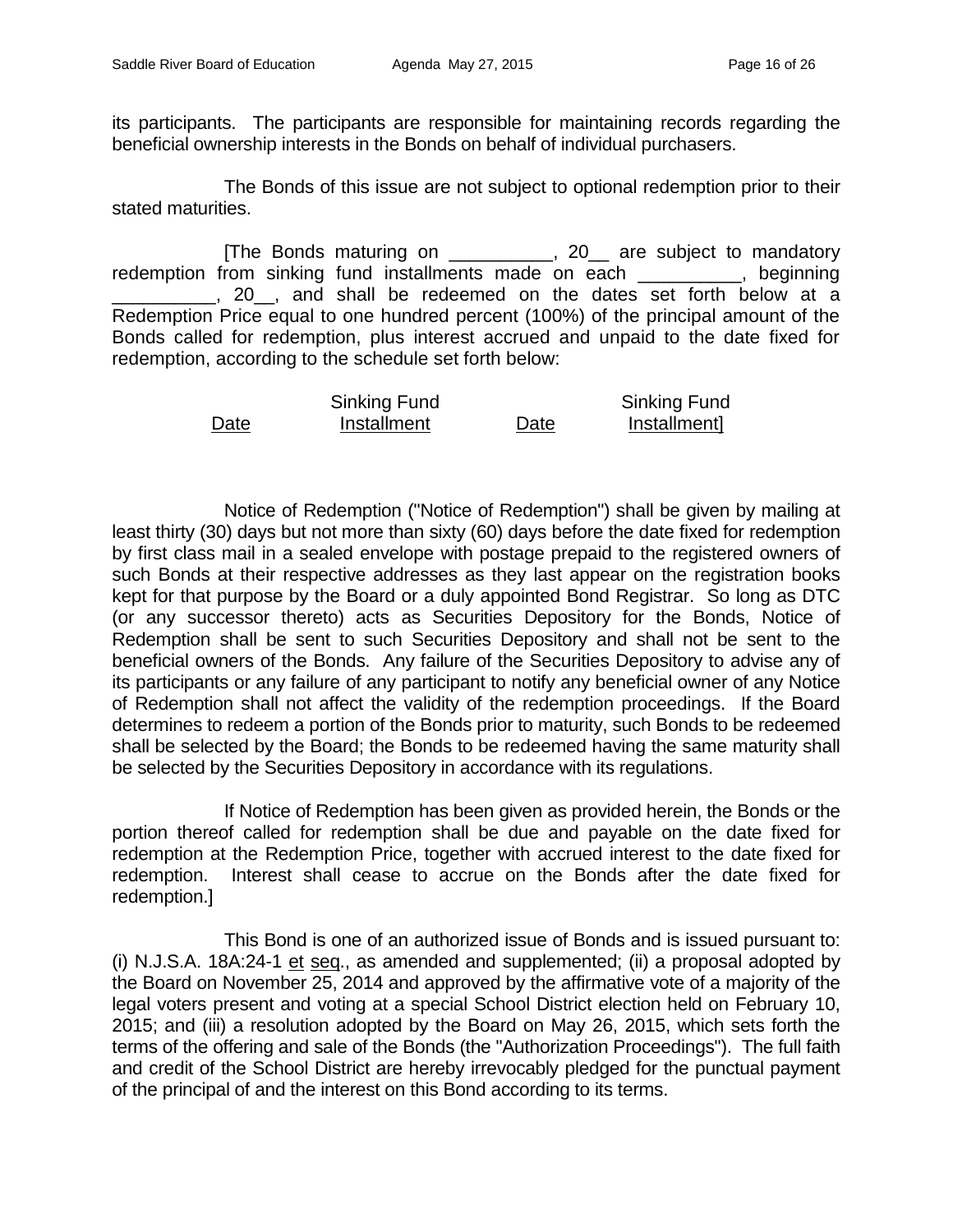its participants. The participants are responsible for maintaining records regarding the beneficial ownership interests in the Bonds on behalf of individual purchasers.

The Bonds of this issue are not subject to optional redemption prior to their stated maturities.

[The Bonds maturing on __________, 20__ are subject to mandatory redemption from sinking fund installments made on each __________, beginning __________, 20__, and shall be redeemed on the dates set forth below at a Redemption Price equal to one hundred percent (100%) of the principal amount of the Bonds called for redemption, plus interest accrued and unpaid to the date fixed for redemption, according to the schedule set forth below:

| Date | Sinking Fund Installment | Date | Sinking Fund Installment] |
|---|---|---|---|

Notice of Redemption ("Notice of Redemption") shall be given by mailing at least thirty (30) days but not more than sixty (60) days before the date fixed for redemption by first class mail in a sealed envelope with postage prepaid to the registered owners of such Bonds at their respective addresses as they last appear on the registration books kept for that purpose by the Board or a duly appointed Bond Registrar. So long as DTC (or any successor thereto) acts as Securities Depository for the Bonds, Notice of Redemption shall be sent to such Securities Depository and shall not be sent to the beneficial owners of the Bonds. Any failure of the Securities Depository to advise any of its participants or any failure of any participant to notify any beneficial owner of any Notice of Redemption shall not affect the validity of the redemption proceedings. If the Board determines to redeem a portion of the Bonds prior to maturity, such Bonds to be redeemed shall be selected by the Board; the Bonds to be redeemed having the same maturity shall be selected by the Securities Depository in accordance with its regulations.

If Notice of Redemption has been given as provided herein, the Bonds or the portion thereof called for redemption shall be due and payable on the date fixed for redemption at the Redemption Price, together with accrued interest to the date fixed for redemption. Interest shall cease to accrue on the Bonds after the date fixed for redemption.]

This Bond is one of an authorized issue of Bonds and is issued pursuant to: (i) N.J.S.A. 18A:24-1 et seq., as amended and supplemented; (ii) a proposal adopted by the Board on November 25, 2014 and approved by the affirmative vote of a majority of the legal voters present and voting at a special School District election held on February 10, 2015; and (iii) a resolution adopted by the Board on May 26, 2015, which sets forth the terms of the offering and sale of the Bonds (the "Authorization Proceedings"). The full faith and credit of the School District are hereby irrevocably pledged for the punctual payment of the principal of and the interest on this Bond according to its terms.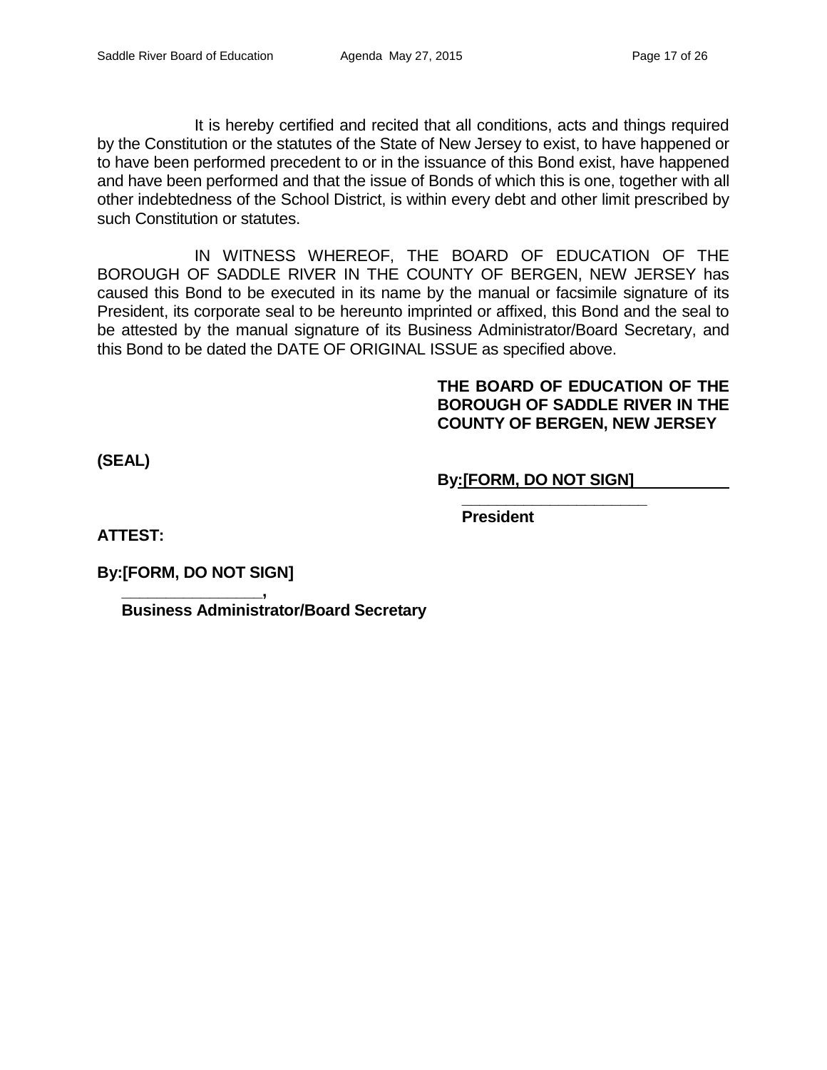It is hereby certified and recited that all conditions, acts and things required by the Constitution or the statutes of the State of New Jersey to exist, to have happened or to have been performed precedent to or in the issuance of this Bond exist, have happened and have been performed and that the issue of Bonds of which this is one, together with all other indebtedness of the School District, is within every debt and other limit prescribed by such Constitution or statutes.

IN WITNESS WHEREOF, THE BOARD OF EDUCATION OF THE BOROUGH OF SADDLE RIVER IN THE COUNTY OF BERGEN, NEW JERSEY has caused this Bond to be executed in its name by the manual or facsimile signature of its President, its corporate seal to be hereunto imprinted or affixed, this Bond and the seal to be attested by the manual signature of its Business Administrator/Board Secretary, and this Bond to be dated the DATE OF ORIGINAL ISSUE as specified above.

**THE BOARD OF EDUCATION OF THE BOROUGH OF SADDLE RIVER IN THE COUNTY OF BERGEN, NEW JERSEY**

**(SEAL)**

**By:[FORM, DO NOT SIGN]**

**_____________________**
**President**

**ATTEST:**

**By:[FORM, DO NOT SIGN]**

**________________,**
**Business Administrator/Board Secretary**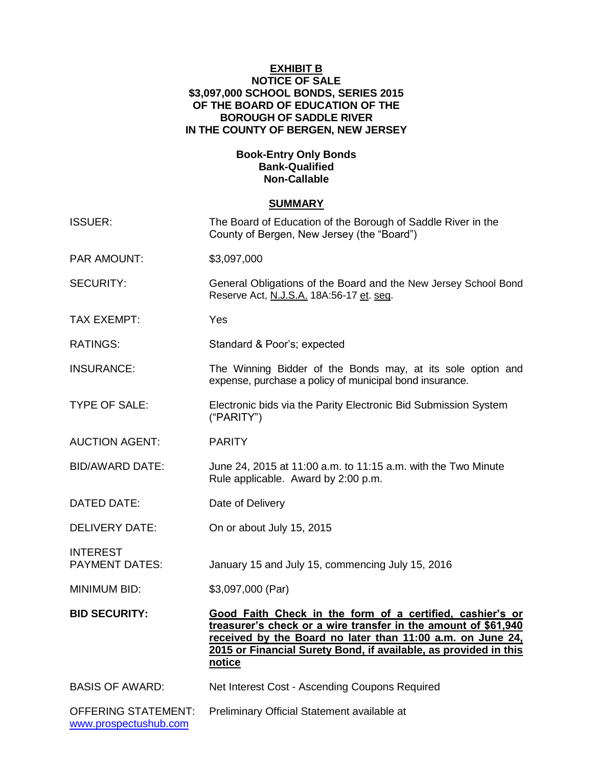**EXHIBIT B**
**NOTICE OF SALE**
**$3,097,000 SCHOOL BONDS, SERIES 2015**
**OF THE BOARD OF EDUCATION OF THE**
**BOROUGH OF SADDLE RIVER**
**IN THE COUNTY OF BERGEN, NEW JERSEY**

**Book-Entry Only Bonds**
**Bank-Qualified**
**Non-Callable**

**SUMMARY**

| | |
|---|---|
| ISSUER: | The Board of Education of the Borough of Saddle River in the County of Bergen, New Jersey (the "Board") |
| PAR AMOUNT: | $3,097,000 |
| SECURITY: | General Obligations of the Board and the New Jersey School Bond Reserve Act, N.J.S.A. 18A:56-17 et. seq. |
| TAX EXEMPT: | Yes |
| RATINGS: | Standard & Poor's; expected |
| INSURANCE: | The Winning Bidder of the Bonds may, at its sole option and expense, purchase a policy of municipal bond insurance. |
| TYPE OF SALE: | Electronic bids via the Parity Electronic Bid Submission System ("PARITY") |
| AUCTION AGENT: | PARITY |
| BID/AWARD DATE: | June 24, 2015 at 11:00 a.m. to 11:15 a.m. with the Two Minute Rule applicable. Award by 2:00 p.m. |
| DATED DATE: | Date of Delivery |
| DELIVERY DATE: | On or about July 15, 2015 |
| INTEREST PAYMENT DATES: | January 15 and July 15, commencing July 15, 2016 |
| MINIMUM BID: | $3,097,000 (Par) |
| **BID SECURITY:** | **Good Faith Check in the form of a certified, cashier's or treasurer's check or a wire transfer in the amount of $61,940 received by the Board no later than 11:00 a.m. on June 24, 2015 or Financial Surety Bond, if available, as provided in this notice** |
| BASIS OF AWARD: | Net Interest Cost - Ascending Coupons Required |
| OFFERING STATEMENT: | Preliminary Official Statement available at www.prospectushub.com |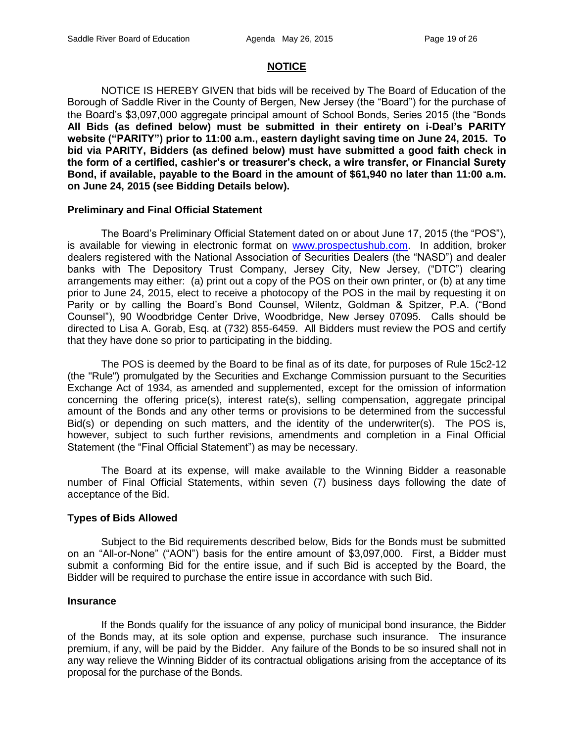## NOTICE

NOTICE IS HEREBY GIVEN that bids will be received by The Board of Education of the Borough of Saddle River in the County of Bergen, New Jersey (the "Board") for the purchase of the Board's $3,097,000 aggregate principal amount of School Bonds, Series 2015 (the "Bonds **All Bids (as defined below) must be submitted in their entirety on i-Deal's PARITY website ("PARITY") prior to 11:00 a.m., eastern daylight saving time on June 24, 2015. To bid via PARITY, Bidders (as defined below) must have submitted a good faith check in the form of a certified, cashier's or treasurer's check, a wire transfer, or Financial Surety Bond, if available, payable to the Board in the amount of $61,940 no later than 11:00 a.m. on June 24, 2015 (see Bidding Details below).**

### Preliminary and Final Official Statement

The Board's Preliminary Official Statement dated on or about June 17, 2015 (the "POS"), is available for viewing in electronic format on www.prospectushub.com. In addition, broker dealers registered with the National Association of Securities Dealers (the "NASD") and dealer banks with The Depository Trust Company, Jersey City, New Jersey, ("DTC") clearing arrangements may either: (a) print out a copy of the POS on their own printer, or (b) at any time prior to June 24, 2015, elect to receive a photocopy of the POS in the mail by requesting it on Parity or by calling the Board's Bond Counsel, Wilentz, Goldman & Spitzer, P.A. ("Bond Counsel"), 90 Woodbridge Center Drive, Woodbridge, New Jersey 07095. Calls should be directed to Lisa A. Gorab, Esq. at (732) 855-6459. All Bidders must review the POS and certify that they have done so prior to participating in the bidding.

The POS is deemed by the Board to be final as of its date, for purposes of Rule 15c2-12 (the "Rule") promulgated by the Securities and Exchange Commission pursuant to the Securities Exchange Act of 1934, as amended and supplemented, except for the omission of information concerning the offering price(s), interest rate(s), selling compensation, aggregate principal amount of the Bonds and any other terms or provisions to be determined from the successful Bid(s) or depending on such matters, and the identity of the underwriter(s). The POS is, however, subject to such further revisions, amendments and completion in a Final Official Statement (the "Final Official Statement") as may be necessary.

The Board at its expense, will make available to the Winning Bidder a reasonable number of Final Official Statements, within seven (7) business days following the date of acceptance of the Bid.

### Types of Bids Allowed

Subject to the Bid requirements described below, Bids for the Bonds must be submitted on an "All-or-None" ("AON") basis for the entire amount of $3,097,000. First, a Bidder must submit a conforming Bid for the entire issue, and if such Bid is accepted by the Board, the Bidder will be required to purchase the entire issue in accordance with such Bid.

### Insurance

If the Bonds qualify for the issuance of any policy of municipal bond insurance, the Bidder of the Bonds may, at its sole option and expense, purchase such insurance. The insurance premium, if any, will be paid by the Bidder. Any failure of the Bonds to be so insured shall not in any way relieve the Winning Bidder of its contractual obligations arising from the acceptance of its proposal for the purchase of the Bonds.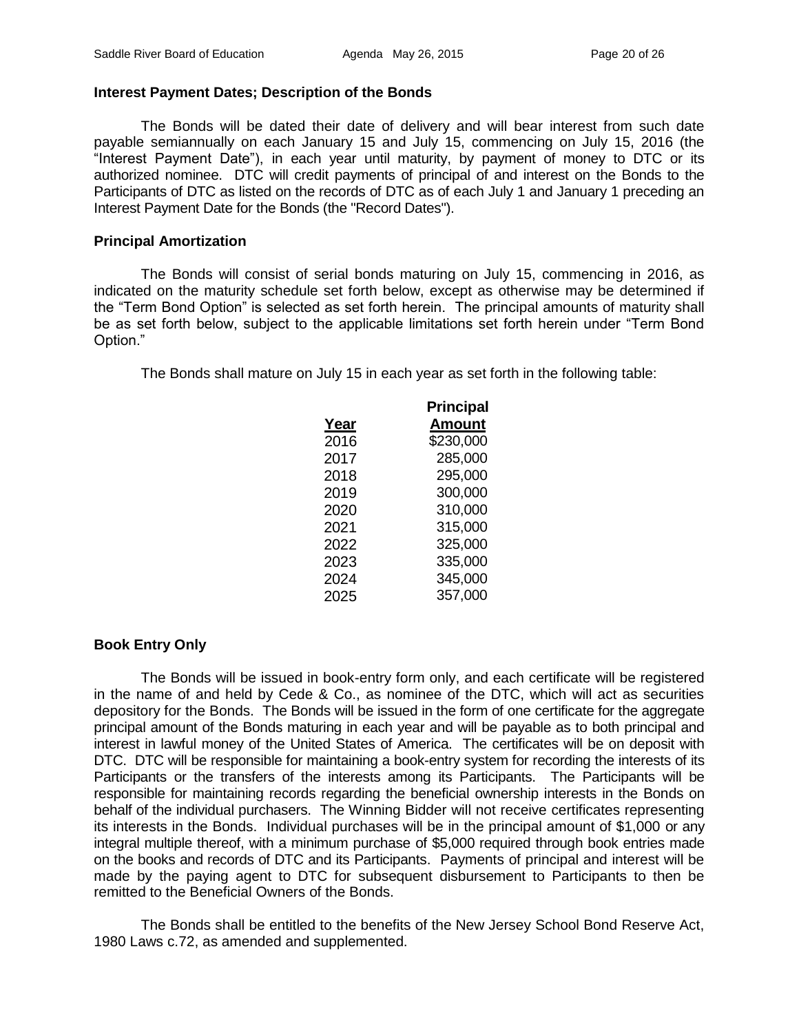**Interest Payment Dates; Description of the Bonds**

The Bonds will be dated their date of delivery and will bear interest from such date payable semiannually on each January 15 and July 15, commencing on July 15, 2016 (the "Interest Payment Date"), in each year until maturity, by payment of money to DTC or its authorized nominee. DTC will credit payments of principal of and interest on the Bonds to the Participants of DTC as listed on the records of DTC as of each July 1 and January 1 preceding an Interest Payment Date for the Bonds (the "Record Dates").

**Principal Amortization**

The Bonds will consist of serial bonds maturing on July 15, commencing in 2016, as indicated on the maturity schedule set forth below, except as otherwise may be determined if the "Term Bond Option" is selected as set forth herein. The principal amounts of maturity shall be as set forth below, subject to the applicable limitations set forth herein under "Term Bond Option."

The Bonds shall mature on July 15 in each year as set forth in the following table:

| Year | Principal Amount |
|---|---|
| 2016 | $230,000 |
| 2017 | 285,000 |
| 2018 | 295,000 |
| 2019 | 300,000 |
| 2020 | 310,000 |
| 2021 | 315,000 |
| 2022 | 325,000 |
| 2023 | 335,000 |
| 2024 | 345,000 |
| 2025 | 357,000 |

**Book Entry Only**

The Bonds will be issued in book-entry form only, and each certificate will be registered in the name of and held by Cede & Co., as nominee of the DTC, which will act as securities depository for the Bonds. The Bonds will be issued in the form of one certificate for the aggregate principal amount of the Bonds maturing in each year and will be payable as to both principal and interest in lawful money of the United States of America. The certificates will be on deposit with DTC. DTC will be responsible for maintaining a book-entry system for recording the interests of its Participants or the transfers of the interests among its Participants. The Participants will be responsible for maintaining records regarding the beneficial ownership interests in the Bonds on behalf of the individual purchasers. The Winning Bidder will not receive certificates representing its interests in the Bonds. Individual purchases will be in the principal amount of $1,000 or any integral multiple thereof, with a minimum purchase of $5,000 required through book entries made on the books and records of DTC and its Participants. Payments of principal and interest will be made by the paying agent to DTC for subsequent disbursement to Participants to then be remitted to the Beneficial Owners of the Bonds.

The Bonds shall be entitled to the benefits of the New Jersey School Bond Reserve Act, 1980 Laws c.72, as amended and supplemented.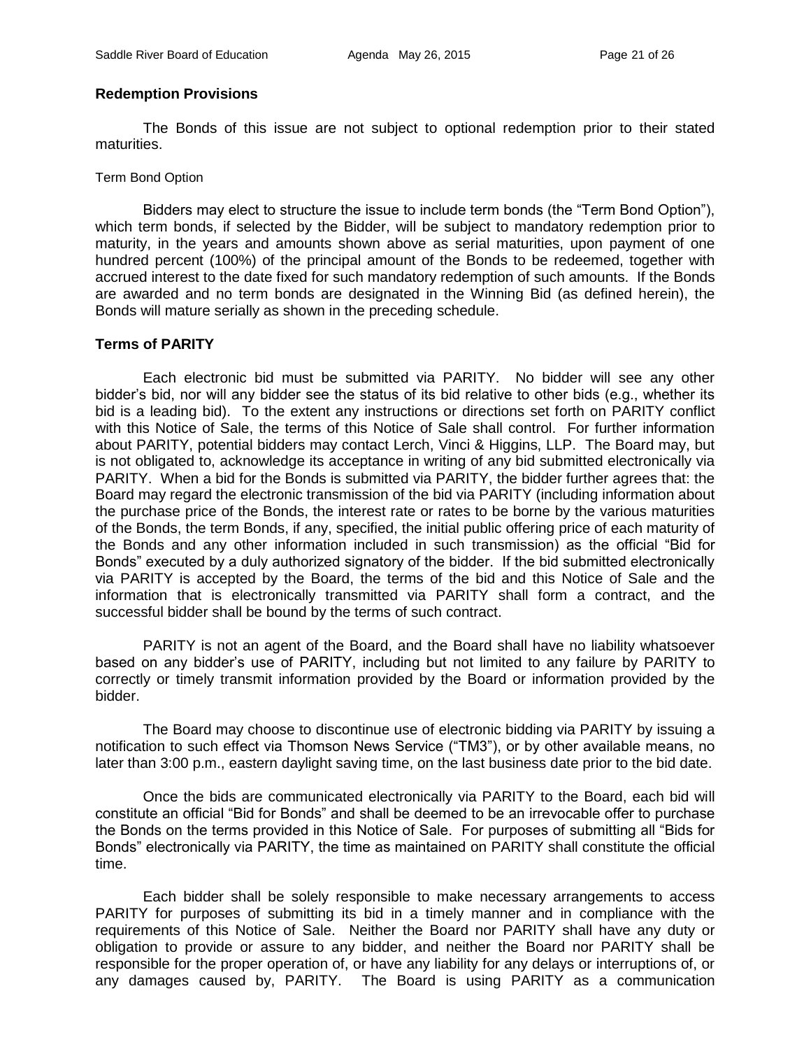**Redemption Provisions**

The Bonds of this issue are not subject to optional redemption prior to their stated maturities.

Term Bond Option

Bidders may elect to structure the issue to include term bonds (the "Term Bond Option"), which term bonds, if selected by the Bidder, will be subject to mandatory redemption prior to maturity, in the years and amounts shown above as serial maturities, upon payment of one hundred percent (100%) of the principal amount of the Bonds to be redeemed, together with accrued interest to the date fixed for such mandatory redemption of such amounts. If the Bonds are awarded and no term bonds are designated in the Winning Bid (as defined herein), the Bonds will mature serially as shown in the preceding schedule.

**Terms of PARITY**

Each electronic bid must be submitted via PARITY. No bidder will see any other bidder's bid, nor will any bidder see the status of its bid relative to other bids (e.g., whether its bid is a leading bid). To the extent any instructions or directions set forth on PARITY conflict with this Notice of Sale, the terms of this Notice of Sale shall control. For further information about PARITY, potential bidders may contact Lerch, Vinci & Higgins, LLP. The Board may, but is not obligated to, acknowledge its acceptance in writing of any bid submitted electronically via PARITY. When a bid for the Bonds is submitted via PARITY, the bidder further agrees that: the Board may regard the electronic transmission of the bid via PARITY (including information about the purchase price of the Bonds, the interest rate or rates to be borne by the various maturities of the Bonds, the term Bonds, if any, specified, the initial public offering price of each maturity of the Bonds and any other information included in such transmission) as the official "Bid for Bonds" executed by a duly authorized signatory of the bidder. If the bid submitted electronically via PARITY is accepted by the Board, the terms of the bid and this Notice of Sale and the information that is electronically transmitted via PARITY shall form a contract, and the successful bidder shall be bound by the terms of such contract.

PARITY is not an agent of the Board, and the Board shall have no liability whatsoever based on any bidder's use of PARITY, including but not limited to any failure by PARITY to correctly or timely transmit information provided by the Board or information provided by the bidder.

The Board may choose to discontinue use of electronic bidding via PARITY by issuing a notification to such effect via Thomson News Service ("TM3"), or by other available means, no later than 3:00 p.m., eastern daylight saving time, on the last business date prior to the bid date.

Once the bids are communicated electronically via PARITY to the Board, each bid will constitute an official "Bid for Bonds" and shall be deemed to be an irrevocable offer to purchase the Bonds on the terms provided in this Notice of Sale. For purposes of submitting all "Bids for Bonds" electronically via PARITY, the time as maintained on PARITY shall constitute the official time.

Each bidder shall be solely responsible to make necessary arrangements to access PARITY for purposes of submitting its bid in a timely manner and in compliance with the requirements of this Notice of Sale. Neither the Board nor PARITY shall have any duty or obligation to provide or assure to any bidder, and neither the Board nor PARITY shall be responsible for the proper operation of, or have any liability for any delays or interruptions of, or any damages caused by, PARITY. The Board is using PARITY as a communication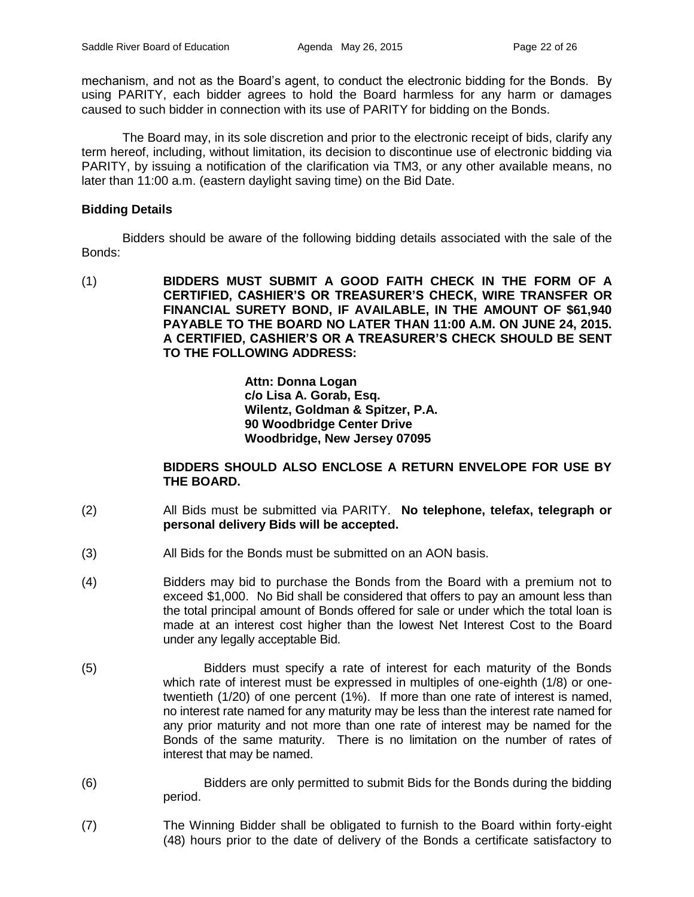mechanism, and not as the Board's agent, to conduct the electronic bidding for the Bonds. By using PARITY, each bidder agrees to hold the Board harmless for any harm or damages caused to such bidder in connection with its use of PARITY for bidding on the Bonds.

The Board may, in its sole discretion and prior to the electronic receipt of bids, clarify any term hereof, including, without limitation, its decision to discontinue use of electronic bidding via PARITY, by issuing a notification of the clarification via TM3, or any other available means, no later than 11:00 a.m. (eastern daylight saving time) on the Bid Date.

**Bidding Details**

Bidders should be aware of the following bidding details associated with the sale of the Bonds:

(1) **BIDDERS MUST SUBMIT A GOOD FAITH CHECK IN THE FORM OF A CERTIFIED, CASHIER'S OR TREASURER'S CHECK, WIRE TRANSFER OR FINANCIAL SURETY BOND, IF AVAILABLE, IN THE AMOUNT OF $61,940 PAYABLE TO THE BOARD NO LATER THAN 11:00 A.M. ON JUNE 24, 2015. A CERTIFIED, CASHIER'S OR A TREASURER'S CHECK SHOULD BE SENT TO THE FOLLOWING ADDRESS:**

> **Attn: Donna Logan**
> **c/o Lisa A. Gorab, Esq.**
> **Wilentz, Goldman & Spitzer, P.A.**
> **90 Woodbridge Center Drive**
> **Woodbridge, New Jersey 07095**

**BIDDERS SHOULD ALSO ENCLOSE A RETURN ENVELOPE FOR USE BY THE BOARD.**

(2) All Bids must be submitted via PARITY. **No telephone, telefax, telegraph or personal delivery Bids will be accepted.**

(3) All Bids for the Bonds must be submitted on an AON basis.

(4) Bidders may bid to purchase the Bonds from the Board with a premium not to exceed $1,000. No Bid shall be considered that offers to pay an amount less than the total principal amount of Bonds offered for sale or under which the total loan is made at an interest cost higher than the lowest Net Interest Cost to the Board under any legally acceptable Bid.

(5) Bidders must specify a rate of interest for each maturity of the Bonds which rate of interest must be expressed in multiples of one-eighth (1/8) or one-twentieth (1/20) of one percent (1%). If more than one rate of interest is named, no interest rate named for any maturity may be less than the interest rate named for any prior maturity and not more than one rate of interest may be named for the Bonds of the same maturity. There is no limitation on the number of rates of interest that may be named.

(6) Bidders are only permitted to submit Bids for the Bonds during the bidding period.

(7) The Winning Bidder shall be obligated to furnish to the Board within forty-eight (48) hours prior to the date of delivery of the Bonds a certificate satisfactory to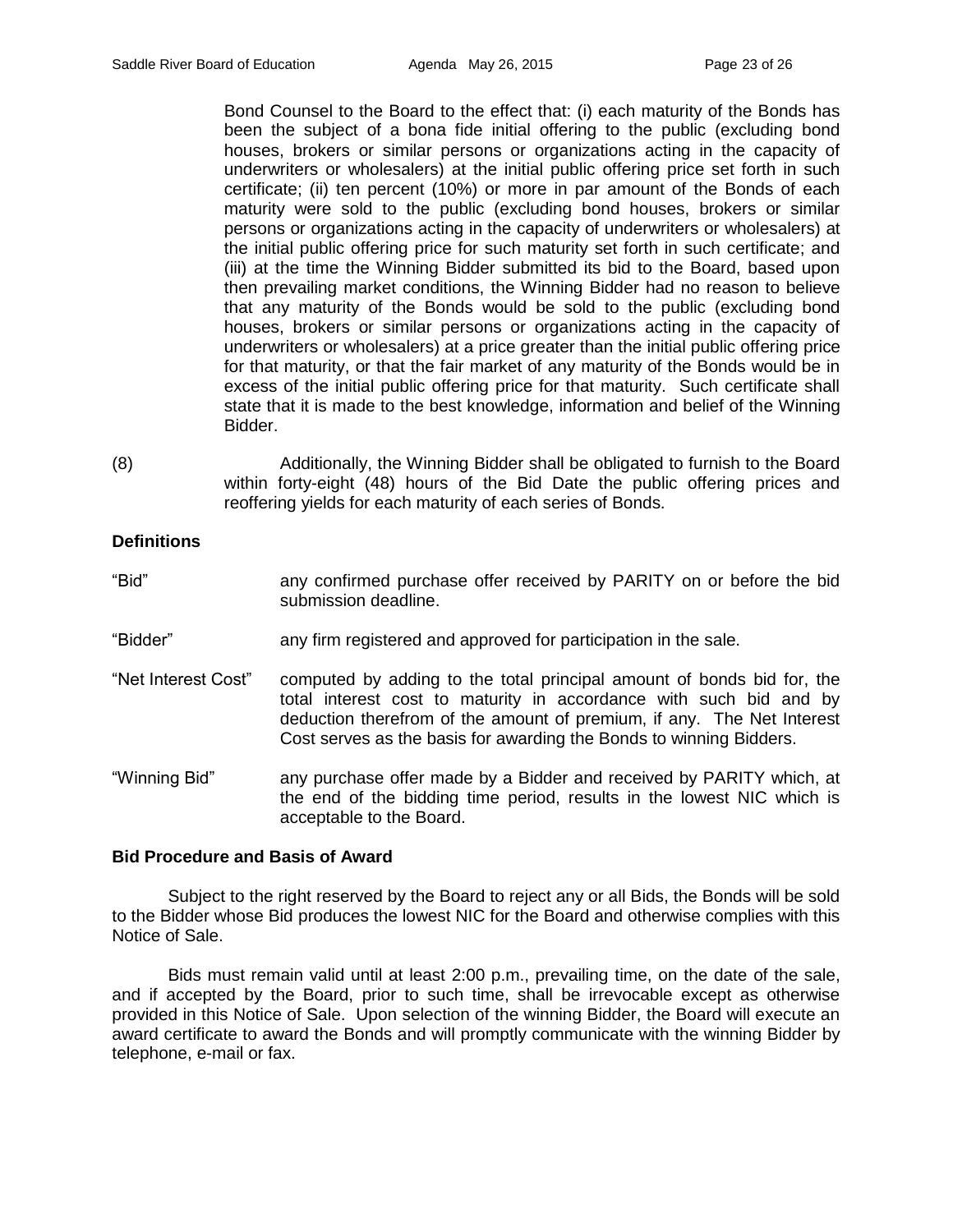Bond Counsel to the Board to the effect that: (i) each maturity of the Bonds has been the subject of a bona fide initial offering to the public (excluding bond houses, brokers or similar persons or organizations acting in the capacity of underwriters or wholesalers) at the initial public offering price set forth in such certificate; (ii) ten percent (10%) or more in par amount of the Bonds of each maturity were sold to the public (excluding bond houses, brokers or similar persons or organizations acting in the capacity of underwriters or wholesalers) at the initial public offering price for such maturity set forth in such certificate; and (iii) at the time the Winning Bidder submitted its bid to the Board, based upon then prevailing market conditions, the Winning Bidder had no reason to believe that any maturity of the Bonds would be sold to the public (excluding bond houses, brokers or similar persons or organizations acting in the capacity of underwriters or wholesalers) at a price greater than the initial public offering price for that maturity, or that the fair market of any maturity of the Bonds would be in excess of the initial public offering price for that maturity. Such certificate shall state that it is made to the best knowledge, information and belief of the Winning Bidder.

(8) Additionally, the Winning Bidder shall be obligated to furnish to the Board within forty-eight (48) hours of the Bid Date the public offering prices and reoffering yields for each maturity of each series of Bonds.

**Definitions**

"Bid" any confirmed purchase offer received by PARITY on or before the bid submission deadline.

"Bidder" any firm registered and approved for participation in the sale.

"Net Interest Cost" computed by adding to the total principal amount of bonds bid for, the total interest cost to maturity in accordance with such bid and by deduction therefrom of the amount of premium, if any. The Net Interest Cost serves as the basis for awarding the Bonds to winning Bidders.

"Winning Bid" any purchase offer made by a Bidder and received by PARITY which, at the end of the bidding time period, results in the lowest NIC which is acceptable to the Board.

**Bid Procedure and Basis of Award**

Subject to the right reserved by the Board to reject any or all Bids, the Bonds will be sold to the Bidder whose Bid produces the lowest NIC for the Board and otherwise complies with this Notice of Sale.

Bids must remain valid until at least 2:00 p.m., prevailing time, on the date of the sale, and if accepted by the Board, prior to such time, shall be irrevocable except as otherwise provided in this Notice of Sale. Upon selection of the winning Bidder, the Board will execute an award certificate to award the Bonds and will promptly communicate with the winning Bidder by telephone, e-mail or fax.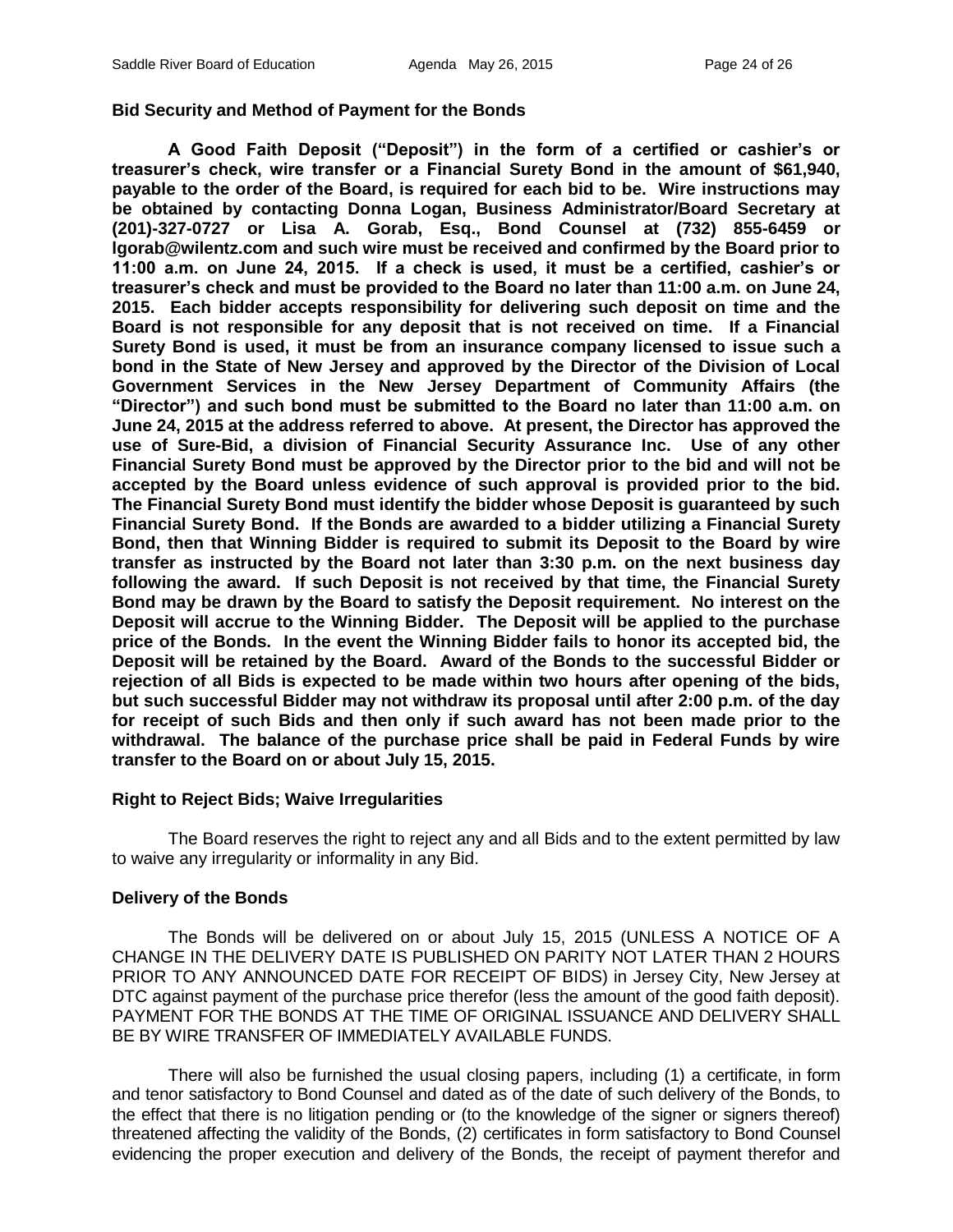### Bid Security and Method of Payment for the Bonds

**A Good Faith Deposit ("Deposit") in the form of a certified or cashier's or treasurer's check, wire transfer or a Financial Surety Bond in the amount of $61,940, payable to the order of the Board, is required for each bid to be. Wire instructions may be obtained by contacting Donna Logan, Business Administrator/Board Secretary at (201)-327-0727 or Lisa A. Gorab, Esq., Bond Counsel at (732) 855-6459 or lgorab@wilentz.com and such wire must be received and confirmed by the Board prior to 11:00 a.m. on June 24, 2015. If a check is used, it must be a certified, cashier's or treasurer's check and must be provided to the Board no later than 11:00 a.m. on June 24, 2015. Each bidder accepts responsibility for delivering such deposit on time and the Board is not responsible for any deposit that is not received on time. If a Financial Surety Bond is used, it must be from an insurance company licensed to issue such a bond in the State of New Jersey and approved by the Director of the Division of Local Government Services in the New Jersey Department of Community Affairs (the "Director") and such bond must be submitted to the Board no later than 11:00 a.m. on June 24, 2015 at the address referred to above. At present, the Director has approved the use of Sure-Bid, a division of Financial Security Assurance Inc. Use of any other Financial Surety Bond must be approved by the Director prior to the bid and will not be accepted by the Board unless evidence of such approval is provided prior to the bid. The Financial Surety Bond must identify the bidder whose Deposit is guaranteed by such Financial Surety Bond. If the Bonds are awarded to a bidder utilizing a Financial Surety Bond, then that Winning Bidder is required to submit its Deposit to the Board by wire transfer as instructed by the Board not later than 3:30 p.m. on the next business day following the award. If such Deposit is not received by that time, the Financial Surety Bond may be drawn by the Board to satisfy the Deposit requirement. No interest on the Deposit will accrue to the Winning Bidder. The Deposit will be applied to the purchase price of the Bonds. In the event the Winning Bidder fails to honor its accepted bid, the Deposit will be retained by the Board. Award of the Bonds to the successful Bidder or rejection of all Bids is expected to be made within two hours after opening of the bids, but such successful Bidder may not withdraw its proposal until after 2:00 p.m. of the day for receipt of such Bids and then only if such award has not been made prior to the withdrawal. The balance of the purchase price shall be paid in Federal Funds by wire transfer to the Board on or about July 15, 2015.**

### Right to Reject Bids; Waive Irregularities

The Board reserves the right to reject any and all Bids and to the extent permitted by law to waive any irregularity or informality in any Bid.

### Delivery of the Bonds

The Bonds will be delivered on or about July 15, 2015 (UNLESS A NOTICE OF A CHANGE IN THE DELIVERY DATE IS PUBLISHED ON PARITY NOT LATER THAN 2 HOURS PRIOR TO ANY ANNOUNCED DATE FOR RECEIPT OF BIDS) in Jersey City, New Jersey at DTC against payment of the purchase price therefor (less the amount of the good faith deposit). PAYMENT FOR THE BONDS AT THE TIME OF ORIGINAL ISSUANCE AND DELIVERY SHALL BE BY WIRE TRANSFER OF IMMEDIATELY AVAILABLE FUNDS.

There will also be furnished the usual closing papers, including (1) a certificate, in form and tenor satisfactory to Bond Counsel and dated as of the date of such delivery of the Bonds, to the effect that there is no litigation pending or (to the knowledge of the signer or signers thereof) threatened affecting the validity of the Bonds, (2) certificates in form satisfactory to Bond Counsel evidencing the proper execution and delivery of the Bonds, the receipt of payment therefor and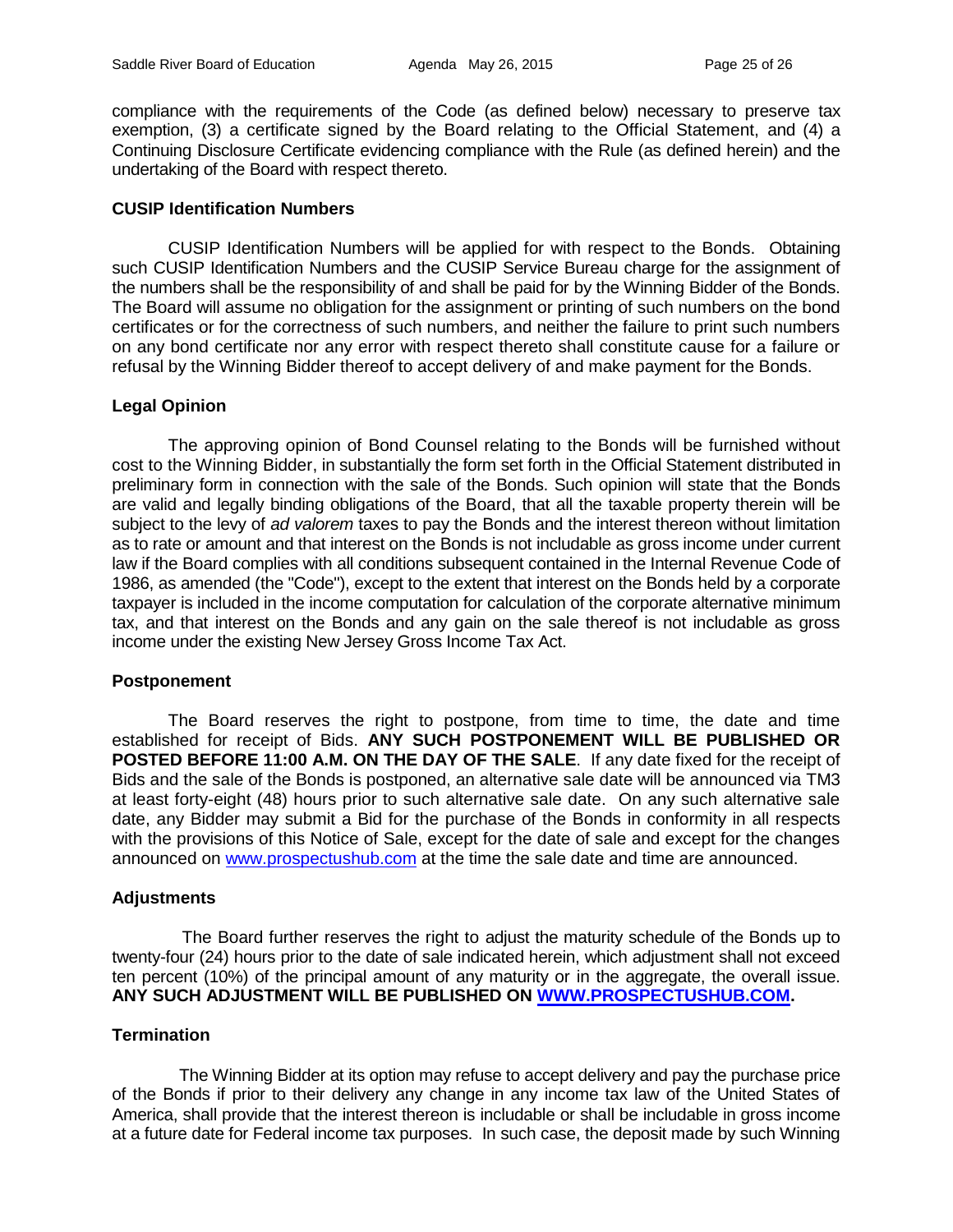compliance with the requirements of the Code (as defined below) necessary to preserve tax exemption, (3) a certificate signed by the Board relating to the Official Statement, and (4) a Continuing Disclosure Certificate evidencing compliance with the Rule (as defined herein) and the undertaking of the Board with respect thereto.

**CUSIP Identification Numbers**

CUSIP Identification Numbers will be applied for with respect to the Bonds. Obtaining such CUSIP Identification Numbers and the CUSIP Service Bureau charge for the assignment of the numbers shall be the responsibility of and shall be paid for by the Winning Bidder of the Bonds. The Board will assume no obligation for the assignment or printing of such numbers on the bond certificates or for the correctness of such numbers, and neither the failure to print such numbers on any bond certificate nor any error with respect thereto shall constitute cause for a failure or refusal by the Winning Bidder thereof to accept delivery of and make payment for the Bonds.

**Legal Opinion**

The approving opinion of Bond Counsel relating to the Bonds will be furnished without cost to the Winning Bidder, in substantially the form set forth in the Official Statement distributed in preliminary form in connection with the sale of the Bonds. Such opinion will state that the Bonds are valid and legally binding obligations of the Board, that all the taxable property therein will be subject to the levy of *ad valorem* taxes to pay the Bonds and the interest thereon without limitation as to rate or amount and that interest on the Bonds is not includable as gross income under current law if the Board complies with all conditions subsequent contained in the Internal Revenue Code of 1986, as amended (the "Code"), except to the extent that interest on the Bonds held by a corporate taxpayer is included in the income computation for calculation of the corporate alternative minimum tax, and that interest on the Bonds and any gain on the sale thereof is not includable as gross income under the existing New Jersey Gross Income Tax Act.

**Postponement**

The Board reserves the right to postpone, from time to time, the date and time established for receipt of Bids. **ANY SUCH POSTPONEMENT WILL BE PUBLISHED OR POSTED BEFORE 11:00 A.M. ON THE DAY OF THE SALE**. If any date fixed for the receipt of Bids and the sale of the Bonds is postponed, an alternative sale date will be announced via TM3 at least forty-eight (48) hours prior to such alternative sale date. On any such alternative sale date, any Bidder may submit a Bid for the purchase of the Bonds in conformity in all respects with the provisions of this Notice of Sale, except for the date of sale and except for the changes announced on www.prospectushub.com at the time the sale date and time are announced.

**Adjustments**

The Board further reserves the right to adjust the maturity schedule of the Bonds up to twenty-four (24) hours prior to the date of sale indicated herein, which adjustment shall not exceed ten percent (10%) of the principal amount of any maturity or in the aggregate, the overall issue. **ANY SUCH ADJUSTMENT WILL BE PUBLISHED ON WWW.PROSPECTUSHUB.COM.**

**Termination**

The Winning Bidder at its option may refuse to accept delivery and pay the purchase price of the Bonds if prior to their delivery any change in any income tax law of the United States of America, shall provide that the interest thereon is includable or shall be includable in gross income at a future date for Federal income tax purposes. In such case, the deposit made by such Winning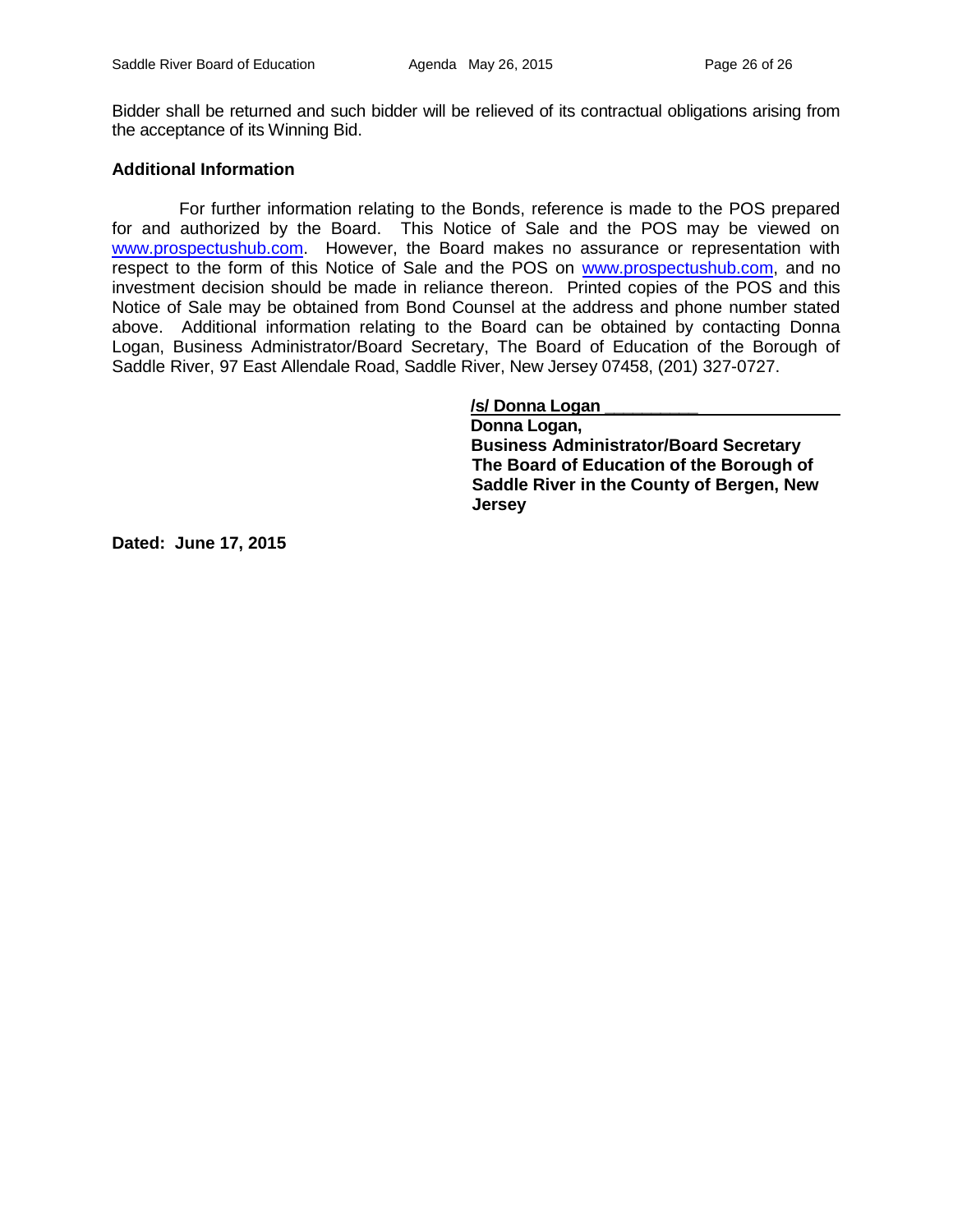Bidder shall be returned and such bidder will be relieved of its contractual obligations arising from the acceptance of its Winning Bid.

**Additional Information**

For further information relating to the Bonds, reference is made to the POS prepared for and authorized by the Board. This Notice of Sale and the POS may be viewed on www.prospectushub.com. However, the Board makes no assurance or representation with respect to the form of this Notice of Sale and the POS on www.prospectushub.com, and no investment decision should be made in reliance thereon. Printed copies of the POS and this Notice of Sale may be obtained from Bond Counsel at the address and phone number stated above. Additional information relating to the Board can be obtained by contacting Donna Logan, Business Administrator/Board Secretary, The Board of Education of the Borough of Saddle River, 97 East Allendale Road, Saddle River, New Jersey 07458, (201) 327-0727.

**/s/ Donna Logan**
**Donna Logan,**
**Business Administrator/Board Secretary**
**The Board of Education of the Borough of Saddle River in the County of Bergen, New Jersey**

**Dated: June 17, 2015**